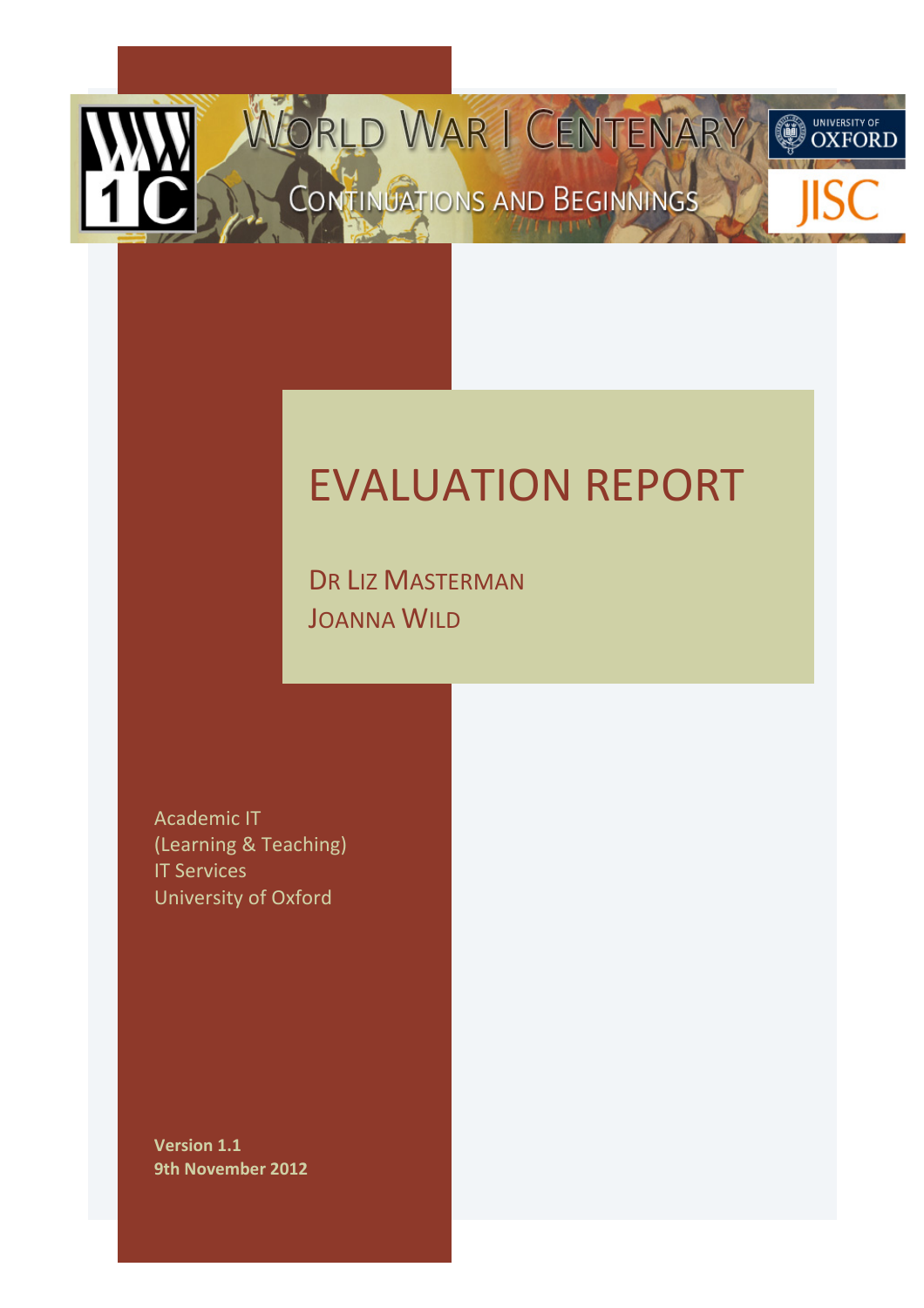# World War I Centenary

## Continuations and Beginnings

University of Oxford

JISC

# EVALUATION REPORT

Dr Liz Masterman
Joanna Wild

Academic IT
(Learning & Teaching)
IT Services
University of Oxford

**Version 1.1**
**9th November 2012**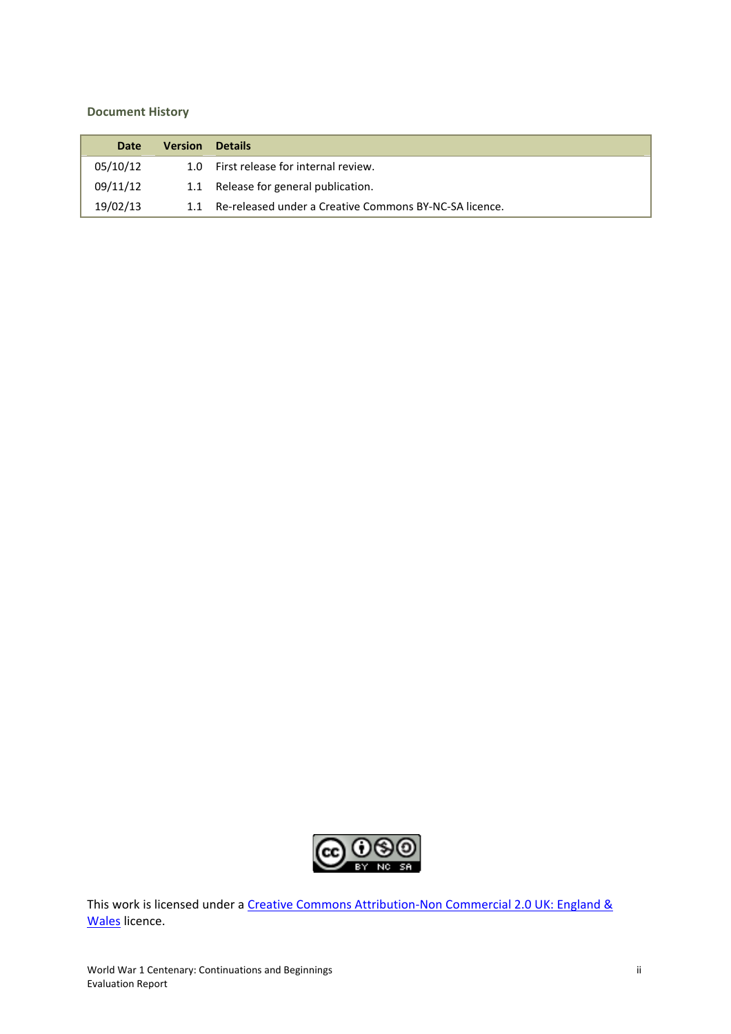### Document History

| Date | Version | Details |
|---|---|---|
| 05/10/12 | 1.0 | First release for internal review. |
| 09/11/12 | 1.1 | Release for general publication. |
| 19/02/13 | 1.1 | Re-released under a Creative Commons BY-NC-SA licence. |

This work is licensed under a Creative Commons Attribution-Non Commercial 2.0 UK: England & Wales licence.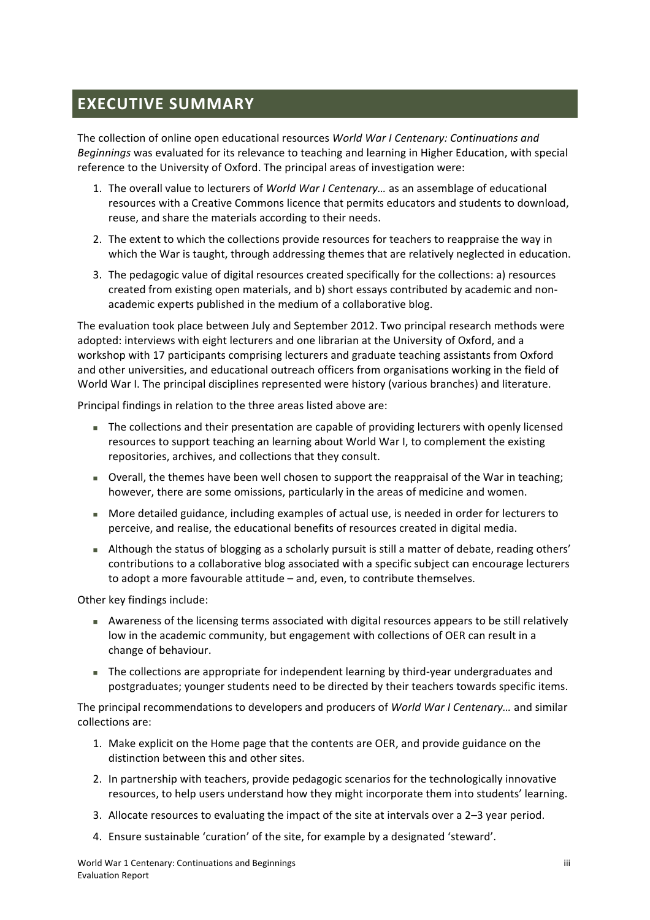# EXECUTIVE SUMMARY

The collection of online open educational resources *World War I Centenary: Continuations and Beginnings* was evaluated for its relevance to teaching and learning in Higher Education, with special reference to the University of Oxford. The principal areas of investigation were:

1. The overall value to lecturers of *World War I Centenary…* as an assemblage of educational resources with a Creative Commons licence that permits educators and students to download, reuse, and share the materials according to their needs.
2. The extent to which the collections provide resources for teachers to reappraise the way in which the War is taught, through addressing themes that are relatively neglected in education.
3. The pedagogic value of digital resources created specifically for the collections: a) resources created from existing open materials, and b) short essays contributed by academic and non-academic experts published in the medium of a collaborative blog.

The evaluation took place between July and September 2012. Two principal research methods were adopted: interviews with eight lecturers and one librarian at the University of Oxford, and a workshop with 17 participants comprising lecturers and graduate teaching assistants from Oxford and other universities, and educational outreach officers from organisations working in the field of World War I. The principal disciplines represented were history (various branches) and literature.

Principal findings in relation to the three areas listed above are:

- The collections and their presentation are capable of providing lecturers with openly licensed resources to support teaching an learning about World War I, to complement the existing repositories, archives, and collections that they consult.
- Overall, the themes have been well chosen to support the reappraisal of the War in teaching; however, there are some omissions, particularly in the areas of medicine and women.
- More detailed guidance, including examples of actual use, is needed in order for lecturers to perceive, and realise, the educational benefits of resources created in digital media.
- Although the status of blogging as a scholarly pursuit is still a matter of debate, reading others' contributions to a collaborative blog associated with a specific subject can encourage lecturers to adopt a more favourable attitude – and, even, to contribute themselves.

Other key findings include:

- Awareness of the licensing terms associated with digital resources appears to be still relatively low in the academic community, but engagement with collections of OER can result in a change of behaviour.
- The collections are appropriate for independent learning by third-year undergraduates and postgraduates; younger students need to be directed by their teachers towards specific items.

The principal recommendations to developers and producers of *World War I Centenary…* and similar collections are:

1. Make explicit on the Home page that the contents are OER, and provide guidance on the distinction between this and other sites.
2. In partnership with teachers, provide pedagogic scenarios for the technologically innovative resources, to help users understand how they might incorporate them into students' learning.
3. Allocate resources to evaluating the impact of the site at intervals over a 2–3 year period.
4. Ensure sustainable 'curation' of the site, for example by a designated 'steward'.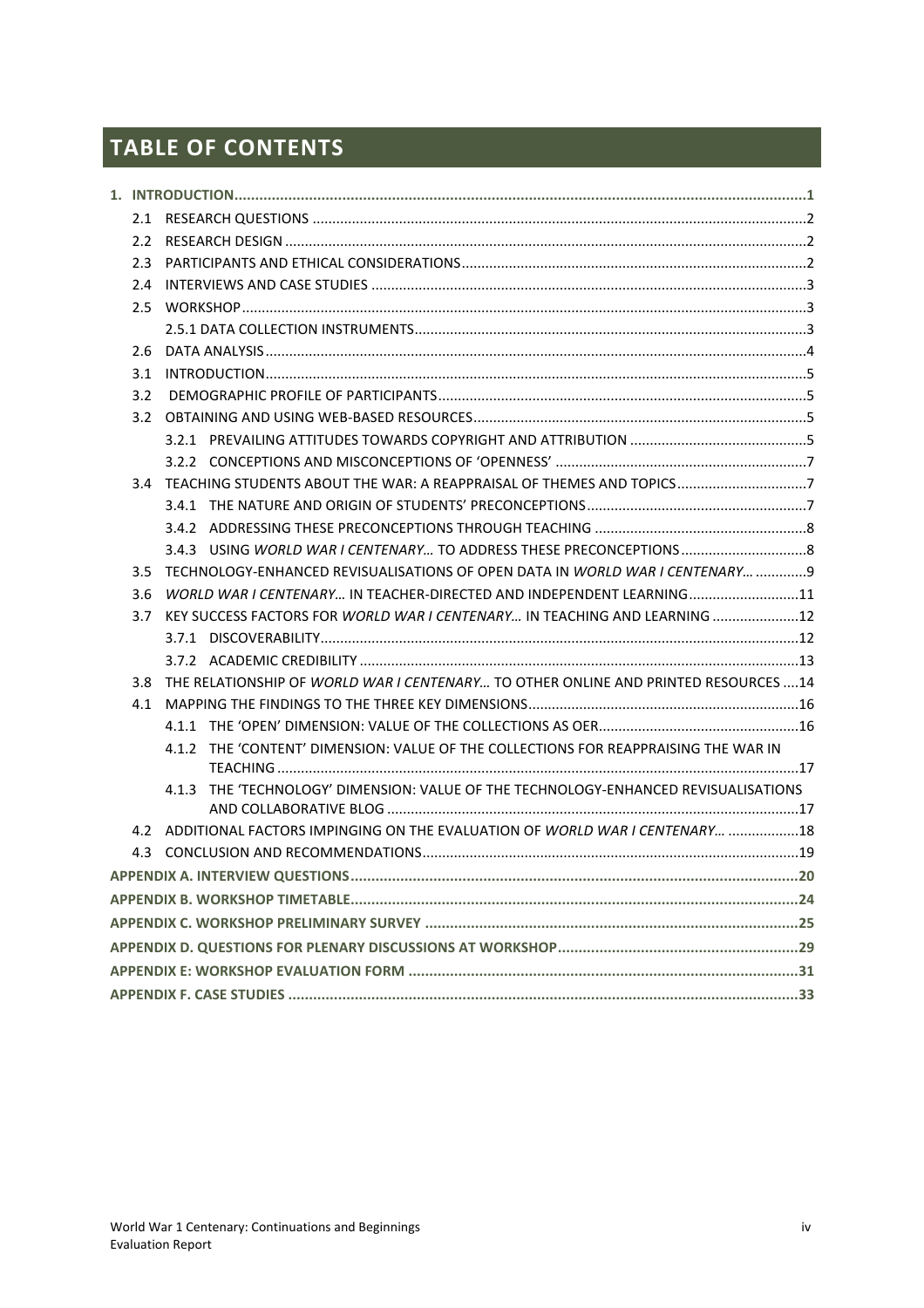# TABLE OF CONTENTS

**1. INTRODUCTION ........................................................................................................ 1**

- 2.1 RESEARCH QUESTIONS ........................................................................................ 2
- 2.2 RESEARCH DESIGN ................................................................................................ 2
- 2.3 PARTICIPANTS AND ETHICAL CONSIDERATIONS ................................................. 2
- 2.4 INTERVIEWS AND CASE STUDIES ......................................................................... 3
- 2.5 WORKSHOP ........................................................................................................... 3
  - 2.5.1 DATA COLLECTION INSTRUMENTS ................................................................ 3
- 2.6 DATA ANALYSIS ..................................................................................................... 4
- 3.1 INTRODUCTION ..................................................................................................... 5
- 3.2 DEMOGRAPHIC PROFILE OF PARTICIPANTS ........................................................ 5
- 3.2 OBTAINING AND USING WEB-BASED RESOURCES .............................................. 5
  - 3.2.1 PREVAILING ATTITUDES TOWARDS COPYRIGHT AND ATTRIBUTION .............. 5
  - 3.2.2 CONCEPTIONS AND MISCONCEPTIONS OF ‘OPENNESS’ ................................. 7
- 3.4 TEACHING STUDENTS ABOUT THE WAR: A REAPPRAISAL OF THEMES AND TOPICS ................................ 7
  - 3.4.1 THE NATURE AND ORIGIN OF STUDENTS’ PRECONCEPTIONS .......................... 7
  - 3.4.2 ADDRESSING THESE PRECONCEPTIONS THROUGH TEACHING ......................... 8
  - 3.4.3 USING *WORLD WAR I CENTENARY…* TO ADDRESS THESE PRECONCEPTIONS ........ 8
- 3.5 TECHNOLOGY-ENHANCED REVISUALISATIONS OF OPEN DATA IN *WORLD WAR I CENTENARY…* ............. 9
- 3.6 *WORLD WAR I CENTENARY…* IN TEACHER-DIRECTED AND INDEPENDENT LEARNING ............ 11
- 3.7 KEY SUCCESS FACTORS FOR *WORLD WAR I CENTENARY…* IN TEACHING AND LEARNING ............ 12
  - 3.7.1 DISCOVERABILITY ............................................................................................ 12
  - 3.7.2 ACADEMIC CREDIBILITY .................................................................................. 13
- 3.8 THE RELATIONSHIP OF *WORLD WAR I CENTENARY…* TO OTHER ONLINE AND PRINTED RESOURCES .... 14
- 4.1 MAPPING THE FINDINGS TO THE THREE KEY DIMENSIONS ................................... 16
  - 4.1.1 THE ‘OPEN’ DIMENSION: VALUE OF THE COLLECTIONS AS OER ....................... 16
  - 4.1.2 THE ‘CONTENT’ DIMENSION: VALUE OF THE COLLECTIONS FOR REAPPRAISING THE WAR IN TEACHING ........ 17
  - 4.1.3 THE ‘TECHNOLOGY’ DIMENSION: VALUE OF THE TECHNOLOGY-ENHANCED REVISUALISATIONS AND COLLABORATIVE BLOG ........ 17
- 4.2 ADDITIONAL FACTORS IMPINGING ON THE EVALUATION OF *WORLD WAR I CENTENARY…* .................. 18
- 4.3 CONCLUSION AND RECOMMENDATIONS ................................................................ 19

**APPENDIX A. INTERVIEW QUESTIONS ............................................................................ 20**

**APPENDIX B. WORKSHOP TIMETABLE ............................................................................ 24**

**APPENDIX C. WORKSHOP PRELIMINARY SURVEY ........................................................... 25**

**APPENDIX D. QUESTIONS FOR PLENARY DISCUSSIONS AT WORKSHOP ............................ 29**

**APPENDIX E: WORKSHOP EVALUATION FORM ................................................................ 31**

**APPENDIX F. CASE STUDIES .......................................................................................... 33**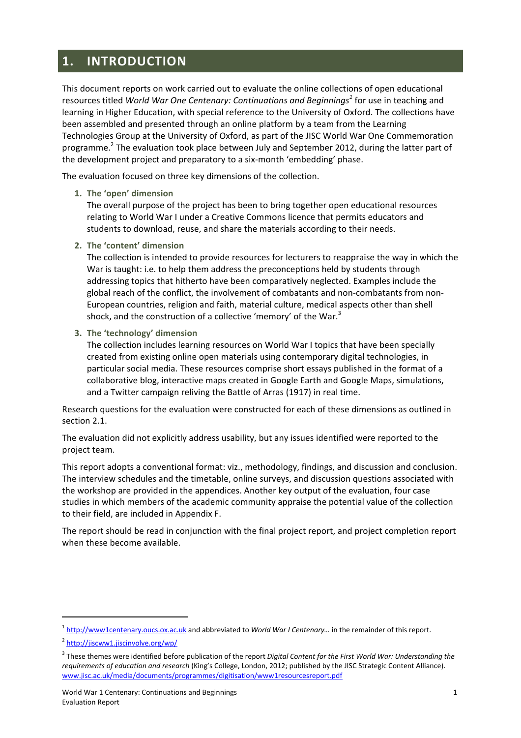# 1. INTRODUCTION

This document reports on work carried out to evaluate the online collections of open educational resources titled *World War One Centenary: Continuations and Beginnings*[1] for use in teaching and learning in Higher Education, with special reference to the University of Oxford. The collections have been assembled and presented through an online platform by a team from the Learning Technologies Group at the University of Oxford, as part of the JISC World War One Commemoration programme.[2] The evaluation took place between July and September 2012, during the latter part of the development project and preparatory to a six-month 'embedding' phase.

The evaluation focused on three key dimensions of the collection.

1. **The 'open' dimension**
   The overall purpose of the project has been to bring together open educational resources relating to World War I under a Creative Commons licence that permits educators and students to download, reuse, and share the materials according to their needs.

2. **The 'content' dimension**
   The collection is intended to provide resources for lecturers to reappraise the way in which the War is taught: i.e. to help them address the preconceptions held by students through addressing topics that hitherto have been comparatively neglected. Examples include the global reach of the conflict, the involvement of combatants and non-combatants from non-European countries, religion and faith, material culture, medical aspects other than shell shock, and the construction of a collective 'memory' of the War.[3]

3. **The 'technology' dimension**
   The collection includes learning resources on World War I topics that have been specially created from existing online open materials using contemporary digital technologies, in particular social media. These resources comprise short essays published in the format of a collaborative blog, interactive maps created in Google Earth and Google Maps, simulations, and a Twitter campaign reliving the Battle of Arras (1917) in real time.

Research questions for the evaluation were constructed for each of these dimensions as outlined in section 2.1.

The evaluation did not explicitly address usability, but any issues identified were reported to the project team.

This report adopts a conventional format: viz., methodology, findings, and discussion and conclusion. The interview schedules and the timetable, online surveys, and discussion questions associated with the workshop are provided in the appendices. Another key output of the evaluation, four case studies in which members of the academic community appraise the potential value of the collection to their field, are included in Appendix F.

The report should be read in conjunction with the final project report, and project completion report when these become available.

---

[1] http://www1centenary.oucs.ox.ac.uk and abbreviated to *World War I Centenary…* in the remainder of this report.

[2] http://jiscww1.jiscinvolve.org/wp/

[3] These themes were identified before publication of the report *Digital Content for the First World War: Understanding the requirements of education and research* (King's College, London, 2012; published by the JISC Strategic Content Alliance). www.jisc.ac.uk/media/documents/programmes/digitisation/www1resourcesreport.pdf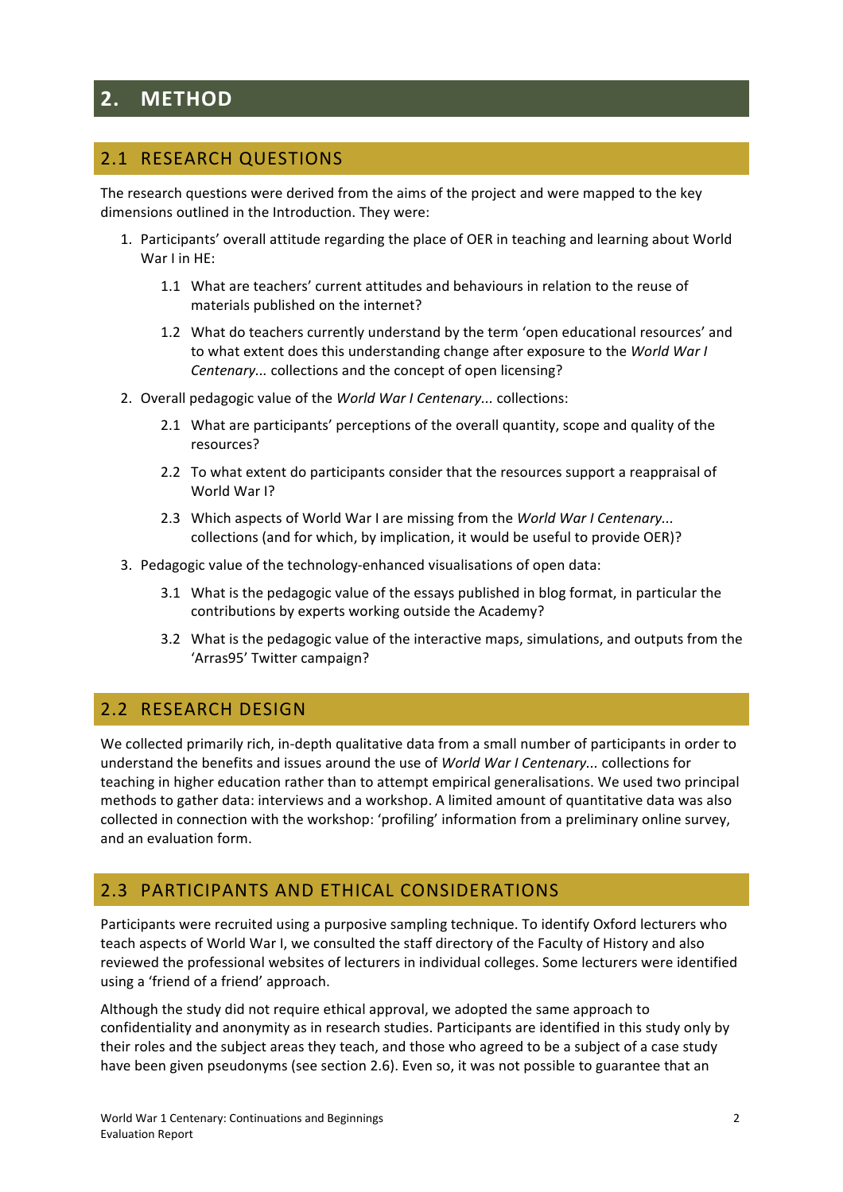# 2. METHOD

## 2.1 RESEARCH QUESTIONS

The research questions were derived from the aims of the project and were mapped to the key dimensions outlined in the Introduction. They were:

1. Participants' overall attitude regarding the place of OER in teaching and learning about World War I in HE:
   - 1.1 What are teachers' current attitudes and behaviours in relation to the reuse of materials published on the internet?
   - 1.2 What do teachers currently understand by the term 'open educational resources' and to what extent does this understanding change after exposure to the *World War I Centenary...* collections and the concept of open licensing?
2. Overall pedagogic value of the *World War I Centenary...* collections:
   - 2.1 What are participants' perceptions of the overall quantity, scope and quality of the resources?
   - 2.2 To what extent do participants consider that the resources support a reappraisal of World War I?
   - 2.3 Which aspects of World War I are missing from the *World War I Centenary...* collections (and for which, by implication, it would be useful to provide OER)?
3. Pedagogic value of the technology-enhanced visualisations of open data:
   - 3.1 What is the pedagogic value of the essays published in blog format, in particular the contributions by experts working outside the Academy?
   - 3.2 What is the pedagogic value of the interactive maps, simulations, and outputs from the 'Arras95' Twitter campaign?

## 2.2 RESEARCH DESIGN

We collected primarily rich, in-depth qualitative data from a small number of participants in order to understand the benefits and issues around the use of *World War I Centenary...* collections for teaching in higher education rather than to attempt empirical generalisations. We used two principal methods to gather data: interviews and a workshop. A limited amount of quantitative data was also collected in connection with the workshop: 'profiling' information from a preliminary online survey, and an evaluation form.

## 2.3 PARTICIPANTS AND ETHICAL CONSIDERATIONS

Participants were recruited using a purposive sampling technique. To identify Oxford lecturers who teach aspects of World War I, we consulted the staff directory of the Faculty of History and also reviewed the professional websites of lecturers in individual colleges. Some lecturers were identified using a 'friend of a friend' approach.

Although the study did not require ethical approval, we adopted the same approach to confidentiality and anonymity as in research studies. Participants are identified in this study only by their roles and the subject areas they teach, and those who agreed to be a subject of a case study have been given pseudonyms (see section 2.6). Even so, it was not possible to guarantee that an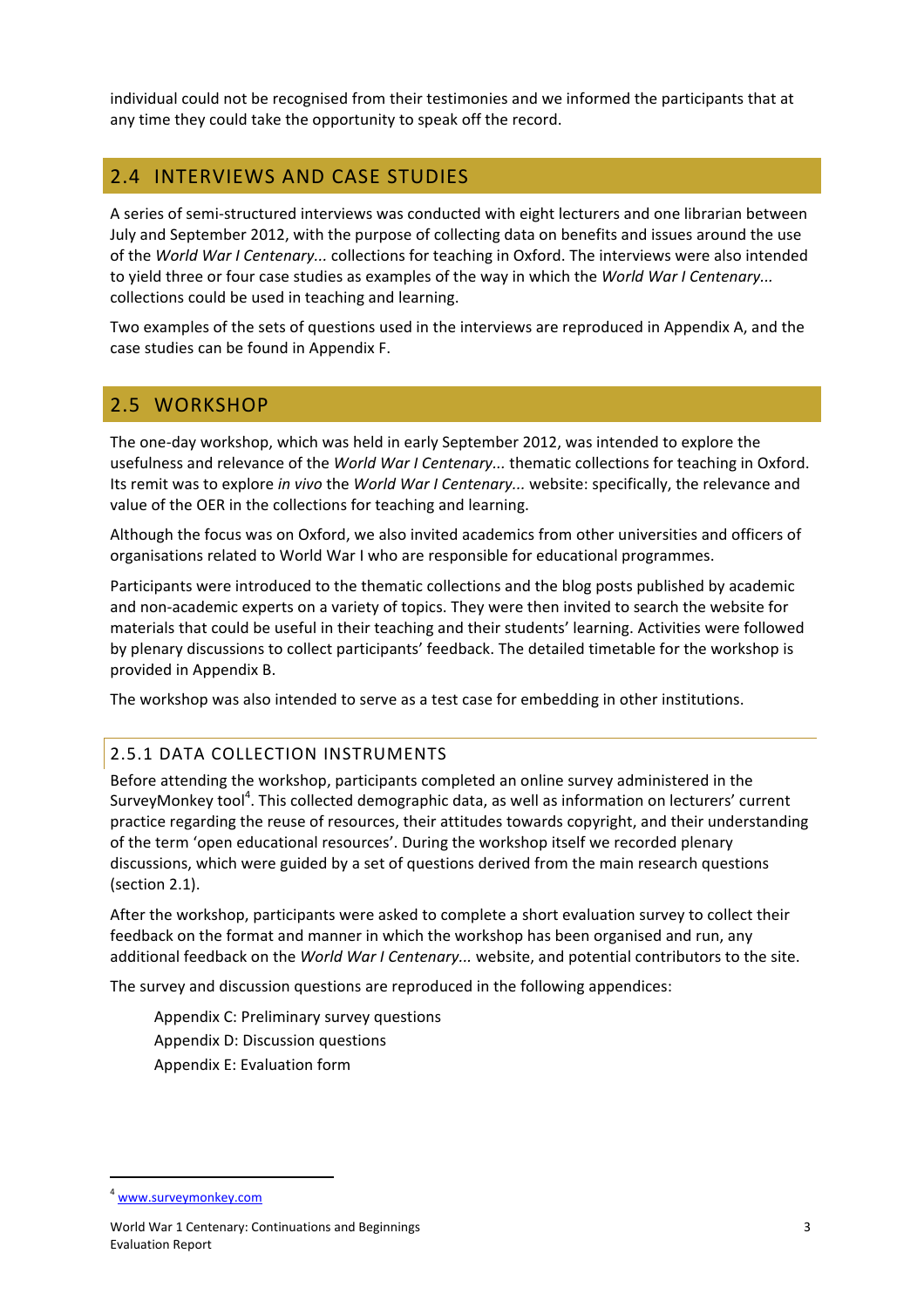individual could not be recognised from their testimonies and we informed the participants that at any time they could take the opportunity to speak off the record.

## 2.4 INTERVIEWS AND CASE STUDIES

A series of semi-structured interviews was conducted with eight lecturers and one librarian between July and September 2012, with the purpose of collecting data on benefits and issues around the use of the *World War I Centenary...* collections for teaching in Oxford. The interviews were also intended to yield three or four case studies as examples of the way in which the *World War I Centenary...* collections could be used in teaching and learning.

Two examples of the sets of questions used in the interviews are reproduced in Appendix A, and the case studies can be found in Appendix F.

## 2.5 WORKSHOP

The one-day workshop, which was held in early September 2012, was intended to explore the usefulness and relevance of the *World War I Centenary...* thematic collections for teaching in Oxford. Its remit was to explore *in vivo* the *World War I Centenary...* website: specifically, the relevance and value of the OER in the collections for teaching and learning.

Although the focus was on Oxford, we also invited academics from other universities and officers of organisations related to World War I who are responsible for educational programmes.

Participants were introduced to the thematic collections and the blog posts published by academic and non-academic experts on a variety of topics. They were then invited to search the website for materials that could be useful in their teaching and their students' learning. Activities were followed by plenary discussions to collect participants' feedback. The detailed timetable for the workshop is provided in Appendix B.

The workshop was also intended to serve as a test case for embedding in other institutions.

### 2.5.1 DATA COLLECTION INSTRUMENTS

Before attending the workshop, participants completed an online survey administered in the SurveyMonkey tool[4]. This collected demographic data, as well as information on lecturers' current practice regarding the reuse of resources, their attitudes towards copyright, and their understanding of the term 'open educational resources'. During the workshop itself we recorded plenary discussions, which were guided by a set of questions derived from the main research questions (section 2.1).

After the workshop, participants were asked to complete a short evaluation survey to collect their feedback on the format and manner in which the workshop has been organised and run, any additional feedback on the *World War I Centenary...* website, and potential contributors to the site.

The survey and discussion questions are reproduced in the following appendices:

Appendix C: Preliminary survey questions
Appendix D: Discussion questions
Appendix E: Evaluation form

[4] www.surveymonkey.com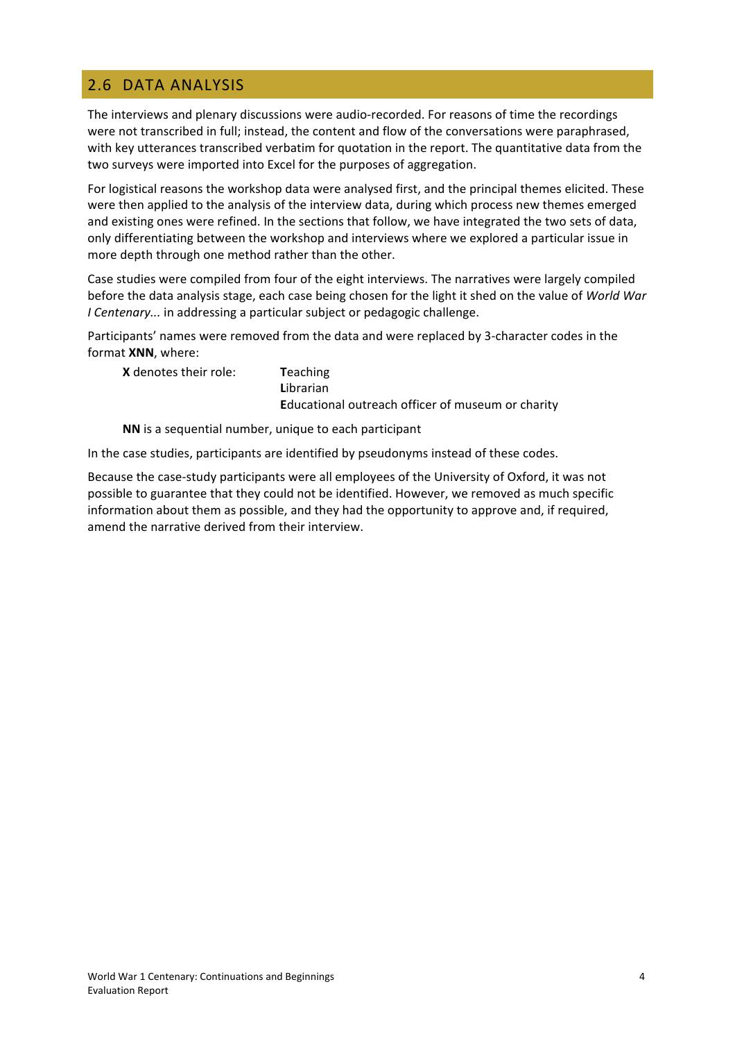## 2.6 DATA ANALYSIS

The interviews and plenary discussions were audio-recorded. For reasons of time the recordings were not transcribed in full; instead, the content and flow of the conversations were paraphrased, with key utterances transcribed verbatim for quotation in the report. The quantitative data from the two surveys were imported into Excel for the purposes of aggregation.

For logistical reasons the workshop data were analysed first, and the principal themes elicited. These were then applied to the analysis of the interview data, during which process new themes emerged and existing ones were refined. In the sections that follow, we have integrated the two sets of data, only differentiating between the workshop and interviews where we explored a particular issue in more depth through one method rather than the other.

Case studies were compiled from four of the eight interviews. The narratives were largely compiled before the data analysis stage, each case being chosen for the light it shed on the value of *World War I Centenary...* in addressing a particular subject or pedagogic challenge.

Participants' names were removed from the data and were replaced by 3-character codes in the format **XNN**, where:

**X** denotes their role:
- **T**eaching
- **L**ibrarian
- **E**ducational outreach officer of museum or charity

**NN** is a sequential number, unique to each participant

In the case studies, participants are identified by pseudonyms instead of these codes.

Because the case-study participants were all employees of the University of Oxford, it was not possible to guarantee that they could not be identified. However, we removed as much specific information about them as possible, and they had the opportunity to approve and, if required, amend the narrative derived from their interview.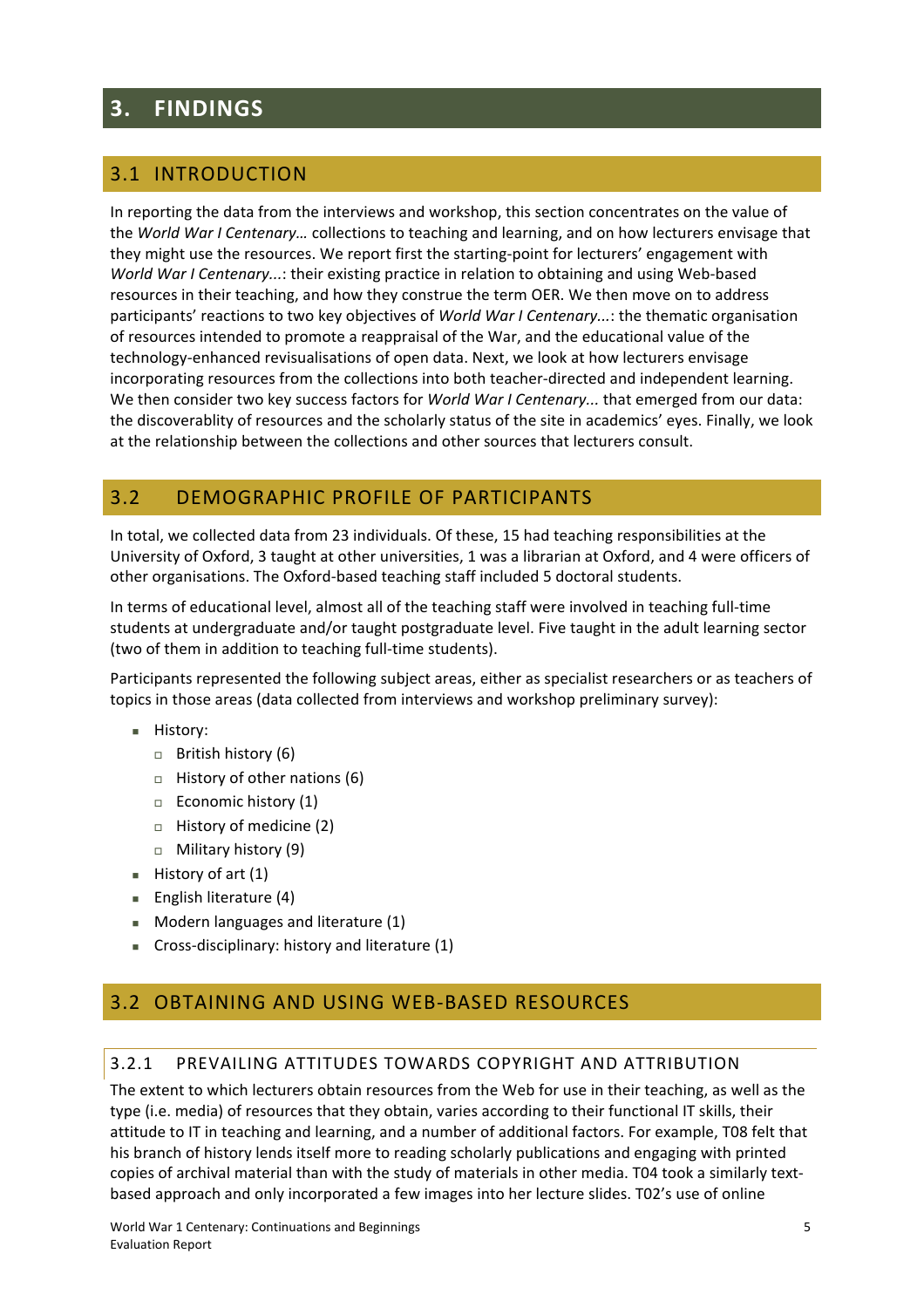# 3. FINDINGS

## 3.1 INTRODUCTION

In reporting the data from the interviews and workshop, this section concentrates on the value of the *World War I Centenary…* collections to teaching and learning, and on how lecturers envisage that they might use the resources. We report first the starting-point for lecturers' engagement with *World War I Centenary...*: their existing practice in relation to obtaining and using Web-based resources in their teaching, and how they construe the term OER. We then move on to address participants' reactions to two key objectives of *World War I Centenary...*: the thematic organisation of resources intended to promote a reappraisal of the War, and the educational value of the technology-enhanced revisualisations of open data. Next, we look at how lecturers envisage incorporating resources from the collections into both teacher-directed and independent learning. We then consider two key success factors for *World War I Centenary...* that emerged from our data: the discoverablity of resources and the scholarly status of the site in academics' eyes. Finally, we look at the relationship between the collections and other sources that lecturers consult.

## 3.2 DEMOGRAPHIC PROFILE OF PARTICIPANTS

In total, we collected data from 23 individuals. Of these, 15 had teaching responsibilities at the University of Oxford, 3 taught at other universities, 1 was a librarian at Oxford, and 4 were officers of other organisations. The Oxford-based teaching staff included 5 doctoral students.

In terms of educational level, almost all of the teaching staff were involved in teaching full-time students at undergraduate and/or taught postgraduate level. Five taught in the adult learning sector (two of them in addition to teaching full-time students).

Participants represented the following subject areas, either as specialist researchers or as teachers of topics in those areas (data collected from interviews and workshop preliminary survey):

- History:
  - British history (6)
  - History of other nations (6)
  - Economic history (1)
  - History of medicine (2)
  - Military history (9)
- History of art (1)
- English literature (4)
- Modern languages and literature (1)
- Cross-disciplinary: history and literature (1)

## 3.2 OBTAINING AND USING WEB-BASED RESOURCES

### 3.2.1 PREVAILING ATTITUDES TOWARDS COPYRIGHT AND ATTRIBUTION

The extent to which lecturers obtain resources from the Web for use in their teaching, as well as the type (i.e. media) of resources that they obtain, varies according to their functional IT skills, their attitude to IT in teaching and learning, and a number of additional factors. For example, T08 felt that his branch of history lends itself more to reading scholarly publications and engaging with printed copies of archival material than with the study of materials in other media. T04 took a similarly text-based approach and only incorporated a few images into her lecture slides. T02's use of online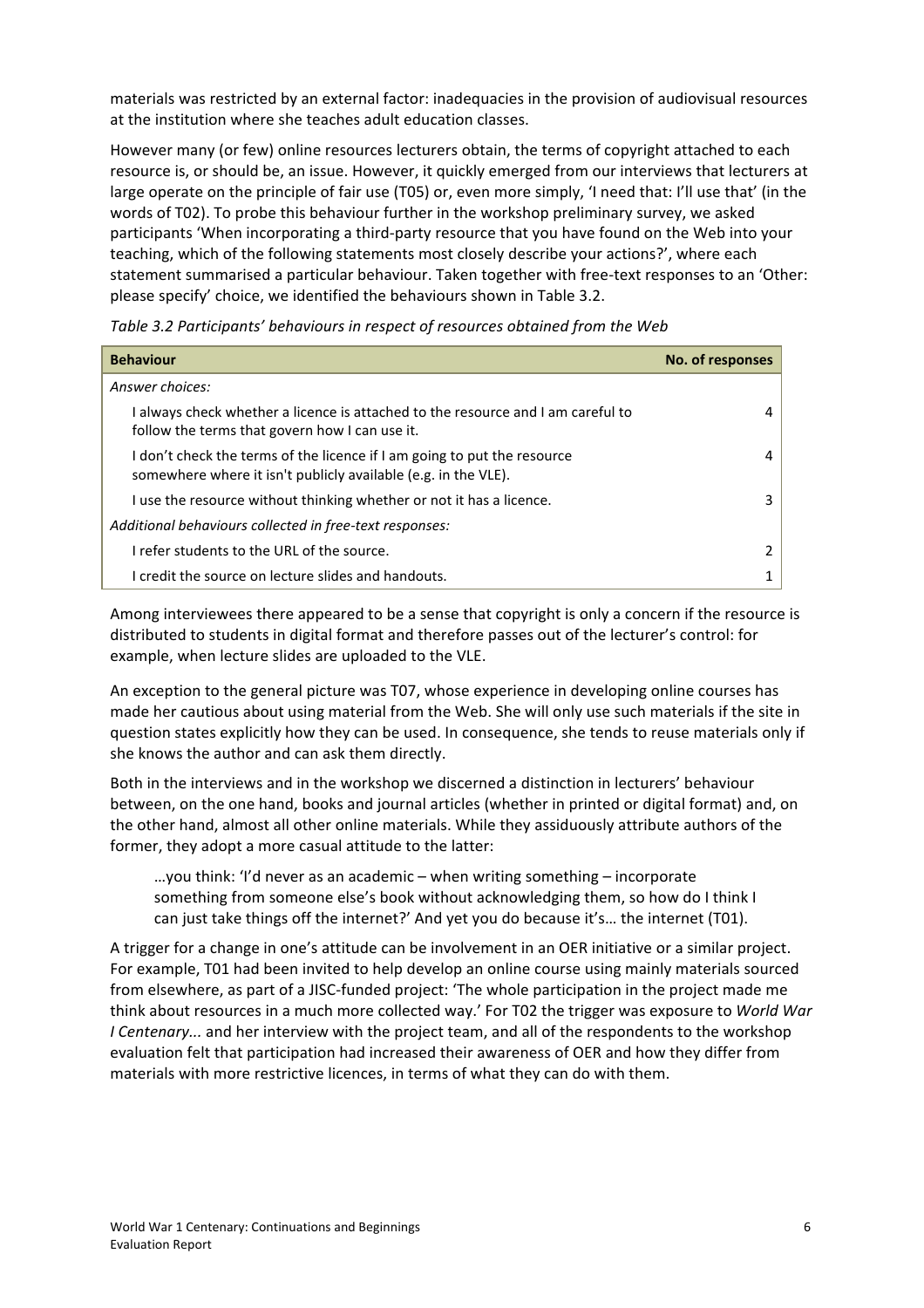materials was restricted by an external factor: inadequacies in the provision of audiovisual resources at the institution where she teaches adult education classes.

However many (or few) online resources lecturers obtain, the terms of copyright attached to each resource is, or should be, an issue. However, it quickly emerged from our interviews that lecturers at large operate on the principle of fair use (T05) or, even more simply, 'I need that: I'll use that' (in the words of T02). To probe this behaviour further in the workshop preliminary survey, we asked participants 'When incorporating a third-party resource that you have found on the Web into your teaching, which of the following statements most closely describe your actions?', where each statement summarised a particular behaviour. Taken together with free-text responses to an 'Other: please specify' choice, we identified the behaviours shown in Table 3.2.

*Table 3.2 Participants' behaviours in respect of resources obtained from the Web*

| Behaviour | No. of responses |
|---|---|
| *Answer choices:* | |
| I always check whether a licence is attached to the resource and I am careful to follow the terms that govern how I can use it. | 4 |
| I don't check the terms of the licence if I am going to put the resource somewhere where it isn't publicly available (e.g. in the VLE). | 4 |
| I use the resource without thinking whether or not it has a licence. | 3 |
| *Additional behaviours collected in free-text responses:* | |
| I refer students to the URL of the source. | 2 |
| I credit the source on lecture slides and handouts. | 1 |

Among interviewees there appeared to be a sense that copyright is only a concern if the resource is distributed to students in digital format and therefore passes out of the lecturer's control: for example, when lecture slides are uploaded to the VLE.

An exception to the general picture was T07, whose experience in developing online courses has made her cautious about using material from the Web. She will only use such materials if the site in question states explicitly how they can be used. In consequence, she tends to reuse materials only if she knows the author and can ask them directly.

Both in the interviews and in the workshop we discerned a distinction in lecturers' behaviour between, on the one hand, books and journal articles (whether in printed or digital format) and, on the other hand, almost all other online materials. While they assiduously attribute authors of the former, they adopt a more casual attitude to the latter:

> …you think: 'I'd never as an academic – when writing something – incorporate something from someone else's book without acknowledging them, so how do I think I can just take things off the internet?' And yet you do because it's… the internet (T01).

A trigger for a change in one's attitude can be involvement in an OER initiative or a similar project. For example, T01 had been invited to help develop an online course using mainly materials sourced from elsewhere, as part of a JISC-funded project: 'The whole participation in the project made me think about resources in a much more collected way.' For T02 the trigger was exposure to *World War I Centenary...* and her interview with the project team, and all of the respondents to the workshop evaluation felt that participation had increased their awareness of OER and how they differ from materials with more restrictive licences, in terms of what they can do with them.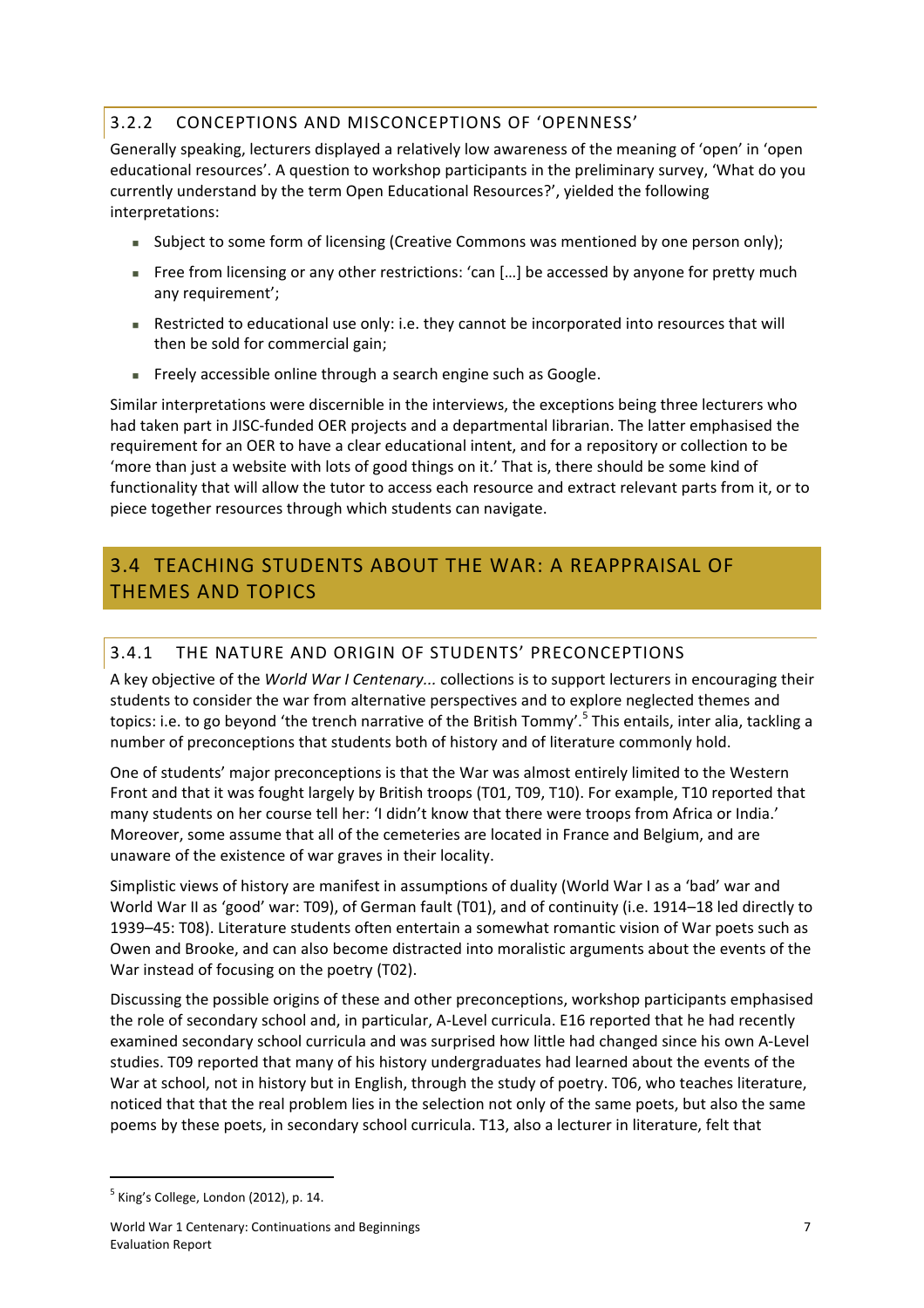### 3.2.2 CONCEPTIONS AND MISCONCEPTIONS OF 'OPENNESS'

Generally speaking, lecturers displayed a relatively low awareness of the meaning of 'open' in 'open educational resources'. A question to workshop participants in the preliminary survey, 'What do you currently understand by the term Open Educational Resources?', yielded the following interpretations:

- Subject to some form of licensing (Creative Commons was mentioned by one person only);
- Free from licensing or any other restrictions: 'can […] be accessed by anyone for pretty much any requirement';
- Restricted to educational use only: i.e. they cannot be incorporated into resources that will then be sold for commercial gain;
- Freely accessible online through a search engine such as Google.

Similar interpretations were discernible in the interviews, the exceptions being three lecturers who had taken part in JISC-funded OER projects and a departmental librarian. The latter emphasised the requirement for an OER to have a clear educational intent, and for a repository or collection to be 'more than just a website with lots of good things on it.' That is, there should be some kind of functionality that will allow the tutor to access each resource and extract relevant parts from it, or to piece together resources through which students can navigate.

## 3.4 TEACHING STUDENTS ABOUT THE WAR: A REAPPRAISAL OF THEMES AND TOPICS

### 3.4.1 THE NATURE AND ORIGIN OF STUDENTS' PRECONCEPTIONS

A key objective of the *World War I Centenary...* collections is to support lecturers in encouraging their students to consider the war from alternative perspectives and to explore neglected themes and topics: i.e. to go beyond 'the trench narrative of the British Tommy'.[5] This entails, inter alia, tackling a number of preconceptions that students both of history and of literature commonly hold.

One of students' major preconceptions is that the War was almost entirely limited to the Western Front and that it was fought largely by British troops (T01, T09, T10). For example, T10 reported that many students on her course tell her: 'I didn't know that there were troops from Africa or India.' Moreover, some assume that all of the cemeteries are located in France and Belgium, and are unaware of the existence of war graves in their locality.

Simplistic views of history are manifest in assumptions of duality (World War I as a 'bad' war and World War II as 'good' war: T09), of German fault (T01), and of continuity (i.e. 1914–18 led directly to 1939–45: T08). Literature students often entertain a somewhat romantic vision of War poets such as Owen and Brooke, and can also become distracted into moralistic arguments about the events of the War instead of focusing on the poetry (T02).

Discussing the possible origins of these and other preconceptions, workshop participants emphasised the role of secondary school and, in particular, A-Level curricula. E16 reported that he had recently examined secondary school curricula and was surprised how little had changed since his own A-Level studies. T09 reported that many of his history undergraduates had learned about the events of the War at school, not in history but in English, through the study of poetry. T06, who teaches literature, noticed that that the real problem lies in the selection not only of the same poets, but also the same poems by these poets, in secondary school curricula. T13, also a lecturer in literature, felt that

[5] King's College, London (2012), p. 14.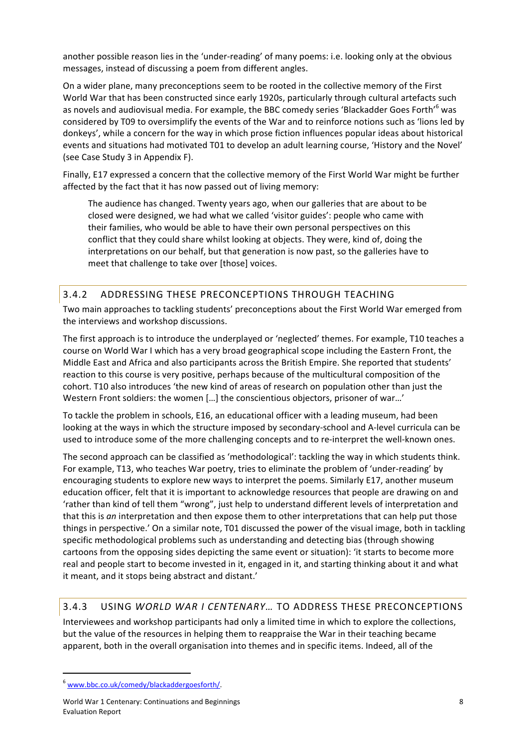another possible reason lies in the 'under-reading' of many poems: i.e. looking only at the obvious messages, instead of discussing a poem from different angles.

On a wider plane, many preconceptions seem to be rooted in the collective memory of the First World War that has been constructed since early 1920s, particularly through cultural artefacts such as novels and audiovisual media. For example, the BBC comedy series 'Blackadder Goes Forth'[6] was considered by T09 to oversimplify the events of the War and to reinforce notions such as 'lions led by donkeys', while a concern for the way in which prose fiction influences popular ideas about historical events and situations had motivated T01 to develop an adult learning course, 'History and the Novel' (see Case Study 3 in Appendix F).

Finally, E17 expressed a concern that the collective memory of the First World War might be further affected by the fact that it has now passed out of living memory:

> The audience has changed. Twenty years ago, when our galleries that are about to be closed were designed, we had what we called 'visitor guides': people who came with their families, who would be able to have their own personal perspectives on this conflict that they could share whilst looking at objects. They were, kind of, doing the interpretations on our behalf, but that generation is now past, so the galleries have to meet that challenge to take over [those] voices.

### 3.4.2 ADDRESSING THESE PRECONCEPTIONS THROUGH TEACHING

Two main approaches to tackling students' preconceptions about the First World War emerged from the interviews and workshop discussions.

The first approach is to introduce the underplayed or 'neglected' themes. For example, T10 teaches a course on World War I which has a very broad geographical scope including the Eastern Front, the Middle East and Africa and also participants across the British Empire. She reported that students' reaction to this course is very positive, perhaps because of the multicultural composition of the cohort. T10 also introduces 'the new kind of areas of research on population other than just the Western Front soldiers: the women […] the conscientious objectors, prisoner of war…'

To tackle the problem in schools, E16, an educational officer with a leading museum, had been looking at the ways in which the structure imposed by secondary-school and A-level curricula can be used to introduce some of the more challenging concepts and to re-interpret the well-known ones.

The second approach can be classified as 'methodological': tackling the way in which students think. For example, T13, who teaches War poetry, tries to eliminate the problem of 'under-reading' by encouraging students to explore new ways to interpret the poems. Similarly E17, another museum education officer, felt that it is important to acknowledge resources that people are drawing on and 'rather than kind of tell them "wrong", just help to understand different levels of interpretation and that this is *an* interpretation and then expose them to other interpretations that can help put those things in perspective.' On a similar note, T01 discussed the power of the visual image, both in tackling specific methodological problems such as understanding and detecting bias (through showing cartoons from the opposing sides depicting the same event or situation): 'it starts to become more real and people start to become invested in it, engaged in it, and starting thinking about it and what it meant, and it stops being abstract and distant.'

### 3.4.3 USING *WORLD WAR I CENTENARY…* TO ADDRESS THESE PRECONCEPTIONS

Interviewees and workshop participants had only a limited time in which to explore the collections, but the value of the resources in helping them to reappraise the War in their teaching became apparent, both in the overall organisation into themes and in specific items. Indeed, all of the

---

[6] www.bbc.co.uk/comedy/blackaddergoesforth/.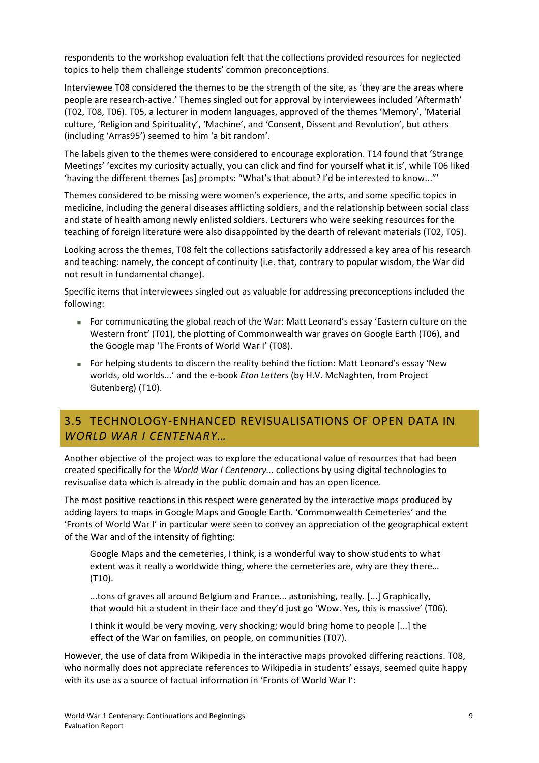respondents to the workshop evaluation felt that the collections provided resources for neglected topics to help them challenge students' common preconceptions.

Interviewee T08 considered the themes to be the strength of the site, as 'they are the areas where people are research-active.' Themes singled out for approval by interviewees included 'Aftermath' (T02, T08, T06). T05, a lecturer in modern languages, approved of the themes 'Memory', 'Material culture, 'Religion and Spirituality', 'Machine', and 'Consent, Dissent and Revolution', but others (including 'Arras95') seemed to him 'a bit random'.

The labels given to the themes were considered to encourage exploration. T14 found that 'Strange Meetings' 'excites my curiosity actually, you can click and find for yourself what it is', while T06 liked 'having the different themes [as] prompts: "What's that about? I'd be interested to know..."'

Themes considered to be missing were women's experience, the arts, and some specific topics in medicine, including the general diseases afflicting soldiers, and the relationship between social class and state of health among newly enlisted soldiers. Lecturers who were seeking resources for the teaching of foreign literature were also disappointed by the dearth of relevant materials (T02, T05).

Looking across the themes, T08 felt the collections satisfactorily addressed a key area of his research and teaching: namely, the concept of continuity (i.e. that, contrary to popular wisdom, the War did not result in fundamental change).

Specific items that interviewees singled out as valuable for addressing preconceptions included the following:

- For communicating the global reach of the War: Matt Leonard's essay 'Eastern culture on the Western front' (T01), the plotting of Commonwealth war graves on Google Earth (T06), and the Google map 'The Fronts of World War I' (T08).
- For helping students to discern the reality behind the fiction: Matt Leonard's essay 'New worlds, old worlds...' and the e-book *Eton Letters* (by H.V. McNaghten, from Project Gutenberg) (T10).

## 3.5 TECHNOLOGY-ENHANCED REVISUALISATIONS OF OPEN DATA IN *WORLD WAR I CENTENARY…*

Another objective of the project was to explore the educational value of resources that had been created specifically for the *World War I Centenary...* collections by using digital technologies to revisualise data which is already in the public domain and has an open licence.

The most positive reactions in this respect were generated by the interactive maps produced by adding layers to maps in Google Maps and Google Earth. 'Commonwealth Cemeteries' and the 'Fronts of World War I' in particular were seen to convey an appreciation of the geographical extent of the War and of the intensity of fighting:

> Google Maps and the cemeteries, I think, is a wonderful way to show students to what extent was it really a worldwide thing, where the cemeteries are, why are they there… (T10).

> ...tons of graves all around Belgium and France... astonishing, really. [...] Graphically, that would hit a student in their face and they'd just go 'Wow. Yes, this is massive' (T06).

> I think it would be very moving, very shocking; would bring home to people [...] the effect of the War on families, on people, on communities (T07).

However, the use of data from Wikipedia in the interactive maps provoked differing reactions. T08, who normally does not appreciate references to Wikipedia in students' essays, seemed quite happy with its use as a source of factual information in 'Fronts of World War I':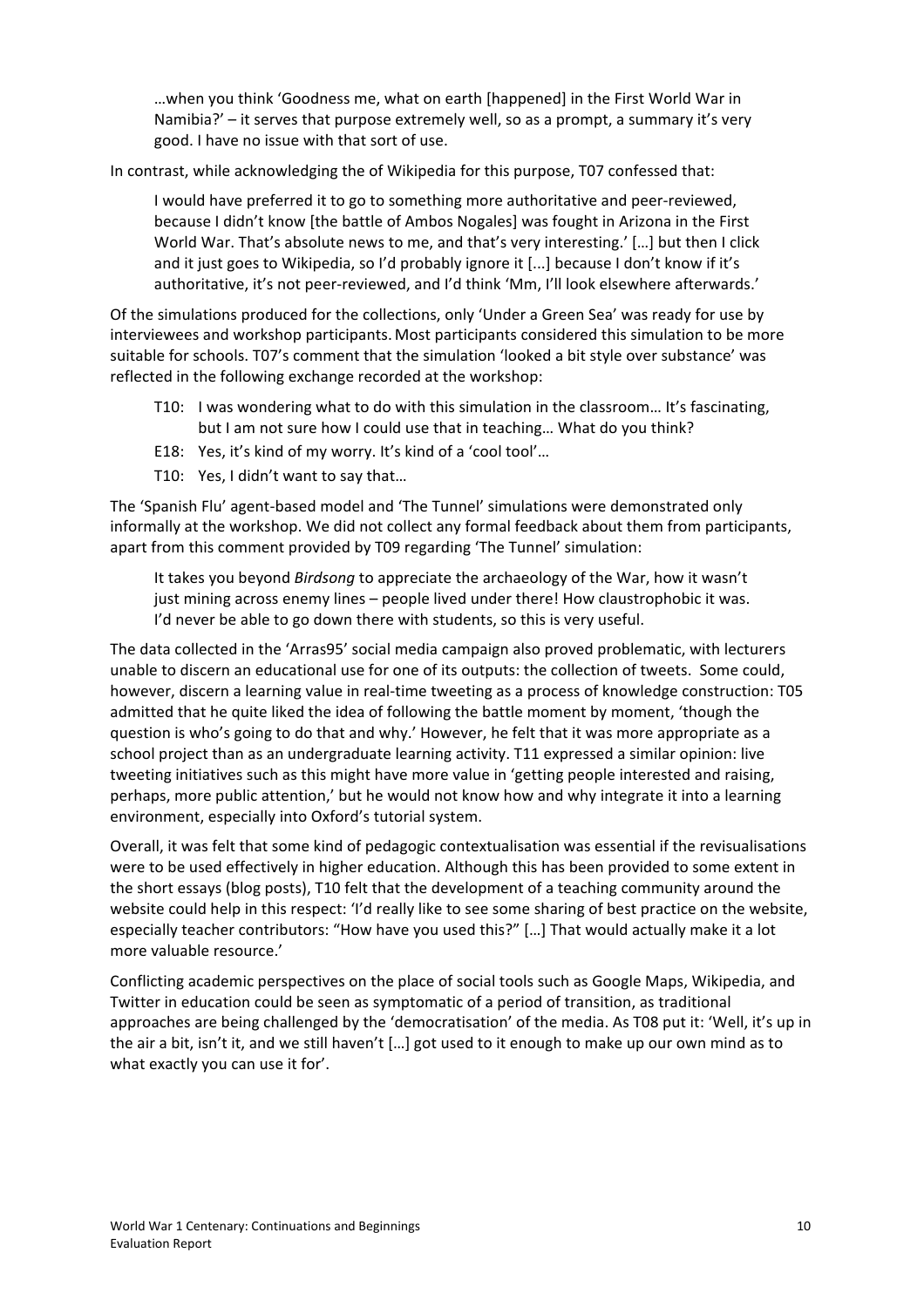> …when you think 'Goodness me, what on earth [happened] in the First World War in Namibia?' – it serves that purpose extremely well, so as a prompt, a summary it's very good. I have no issue with that sort of use.

In contrast, while acknowledging the of Wikipedia for this purpose, T07 confessed that:

> I would have preferred it to go to something more authoritative and peer-reviewed, because I didn't know [the battle of Ambos Nogales] was fought in Arizona in the First World War. That's absolute news to me, and that's very interesting.' […] but then I click and it just goes to Wikipedia, so I'd probably ignore it [...] because I don't know if it's authoritative, it's not peer-reviewed, and I'd think 'Mm, I'll look elsewhere afterwards.'

Of the simulations produced for the collections, only 'Under a Green Sea' was ready for use by interviewees and workshop participants. Most participants considered this simulation to be more suitable for schools. T07's comment that the simulation 'looked a bit style over substance' was reflected in the following exchange recorded at the workshop:

> T10: I was wondering what to do with this simulation in the classroom… It's fascinating, but I am not sure how I could use that in teaching… What do you think?
>
> E18: Yes, it's kind of my worry. It's kind of a 'cool tool'…
>
> T10: Yes, I didn't want to say that…

The 'Spanish Flu' agent-based model and 'The Tunnel' simulations were demonstrated only informally at the workshop. We did not collect any formal feedback about them from participants, apart from this comment provided by T09 regarding 'The Tunnel' simulation:

> It takes you beyond *Birdsong* to appreciate the archaeology of the War, how it wasn't just mining across enemy lines – people lived under there! How claustrophobic it was. I'd never be able to go down there with students, so this is very useful.

The data collected in the 'Arras95' social media campaign also proved problematic, with lecturers unable to discern an educational use for one of its outputs: the collection of tweets. Some could, however, discern a learning value in real-time tweeting as a process of knowledge construction: T05 admitted that he quite liked the idea of following the battle moment by moment, 'though the question is who's going to do that and why.' However, he felt that it was more appropriate as a school project than as an undergraduate learning activity. T11 expressed a similar opinion: live tweeting initiatives such as this might have more value in 'getting people interested and raising, perhaps, more public attention,' but he would not know how and why integrate it into a learning environment, especially into Oxford's tutorial system.

Overall, it was felt that some kind of pedagogic contextualisation was essential if the revisualisations were to be used effectively in higher education. Although this has been provided to some extent in the short essays (blog posts), T10 felt that the development of a teaching community around the website could help in this respect: 'I'd really like to see some sharing of best practice on the website, especially teacher contributors: "How have you used this?" […] That would actually make it a lot more valuable resource.'

Conflicting academic perspectives on the place of social tools such as Google Maps, Wikipedia, and Twitter in education could be seen as symptomatic of a period of transition, as traditional approaches are being challenged by the 'democratisation' of the media. As T08 put it: 'Well, it's up in the air a bit, isn't it, and we still haven't […] got used to it enough to make up our own mind as to what exactly you can use it for'.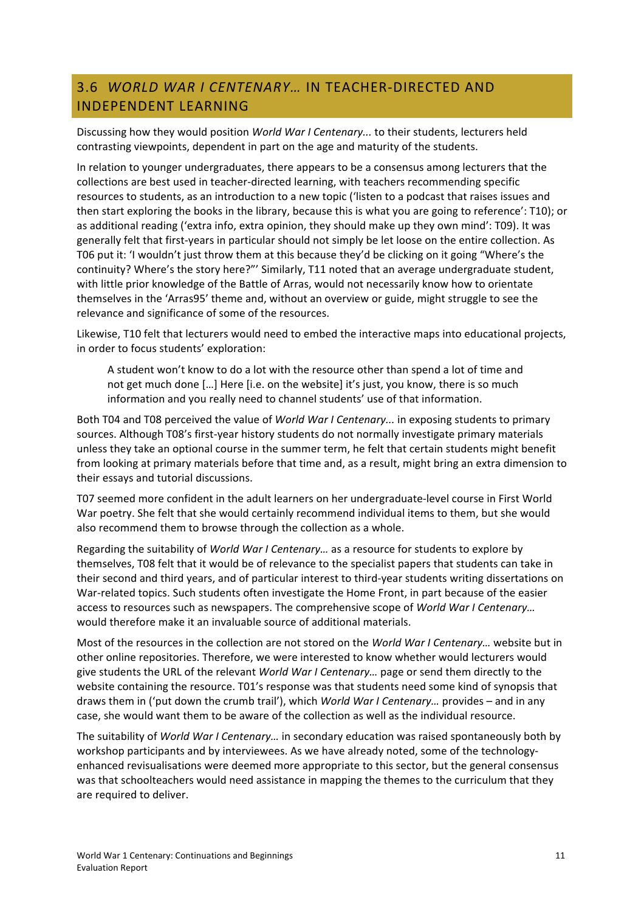## 3.6 *WORLD WAR I CENTENARY…* IN TEACHER-DIRECTED AND INDEPENDENT LEARNING

Discussing how they would position *World War I Centenary...* to their students, lecturers held contrasting viewpoints, dependent in part on the age and maturity of the students.

In relation to younger undergraduates, there appears to be a consensus among lecturers that the collections are best used in teacher-directed learning, with teachers recommending specific resources to students, as an introduction to a new topic ('listen to a podcast that raises issues and then start exploring the books in the library, because this is what you are going to reference': T10); or as additional reading ('extra info, extra opinion, they should make up they own mind': T09). It was generally felt that first-years in particular should not simply be let loose on the entire collection. As T06 put it: 'I wouldn't just throw them at this because they'd be clicking on it going "Where's the continuity? Where's the story here?"' Similarly, T11 noted that an average undergraduate student, with little prior knowledge of the Battle of Arras, would not necessarily know how to orientate themselves in the 'Arras95' theme and, without an overview or guide, might struggle to see the relevance and significance of some of the resources.

Likewise, T10 felt that lecturers would need to embed the interactive maps into educational projects, in order to focus students' exploration:

> A student won't know to do a lot with the resource other than spend a lot of time and not get much done […] Here [i.e. on the website] it's just, you know, there is so much information and you really need to channel students' use of that information.

Both T04 and T08 perceived the value of *World War I Centenary...* in exposing students to primary sources. Although T08's first-year history students do not normally investigate primary materials unless they take an optional course in the summer term, he felt that certain students might benefit from looking at primary materials before that time and, as a result, might bring an extra dimension to their essays and tutorial discussions.

T07 seemed more confident in the adult learners on her undergraduate-level course in First World War poetry. She felt that she would certainly recommend individual items to them, but she would also recommend them to browse through the collection as a whole.

Regarding the suitability of *World War I Centenary…* as a resource for students to explore by themselves, T08 felt that it would be of relevance to the specialist papers that students can take in their second and third years, and of particular interest to third-year students writing dissertations on War-related topics. Such students often investigate the Home Front, in part because of the easier access to resources such as newspapers. The comprehensive scope of *World War I Centenary…* would therefore make it an invaluable source of additional materials.

Most of the resources in the collection are not stored on the *World War I Centenary…* website but in other online repositories. Therefore, we were interested to know whether would lecturers would give students the URL of the relevant *World War I Centenary…* page or send them directly to the website containing the resource. T01's response was that students need some kind of synopsis that draws them in ('put down the crumb trail'), which *World War I Centenary…* provides – and in any case, she would want them to be aware of the collection as well as the individual resource.

The suitability of *World War I Centenary…* in secondary education was raised spontaneously both by workshop participants and by interviewees. As we have already noted, some of the technology-enhanced revisualisations were deemed more appropriate to this sector, but the general consensus was that schoolteachers would need assistance in mapping the themes to the curriculum that they are required to deliver.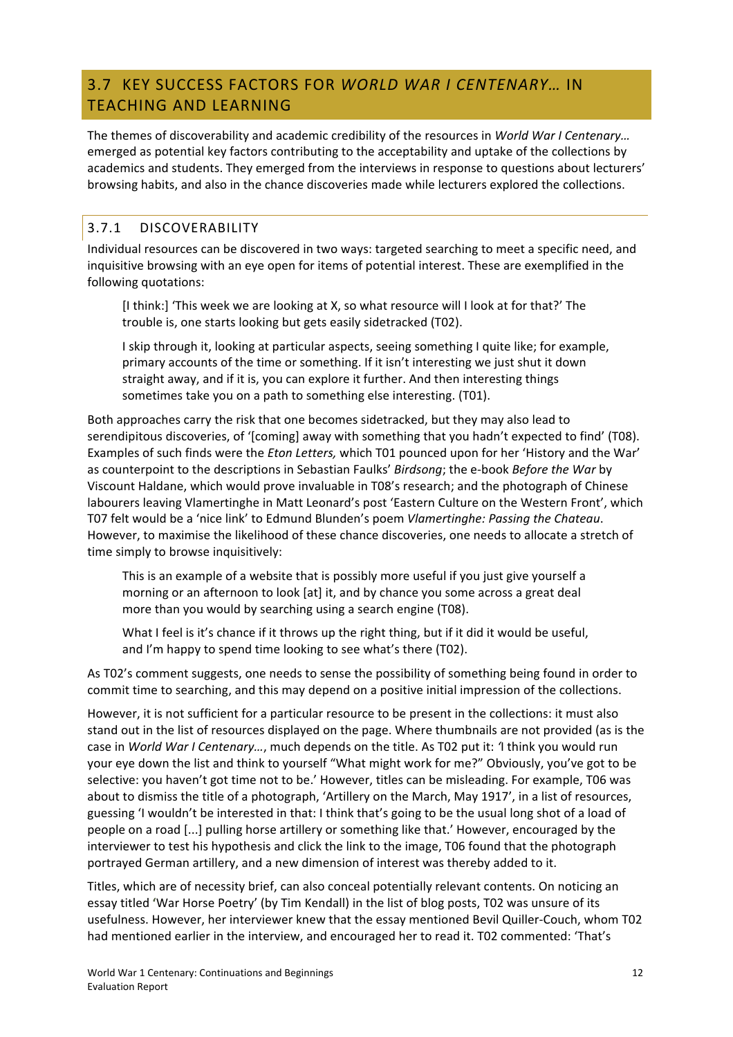## 3.7 KEY SUCCESS FACTORS FOR *WORLD WAR I CENTENARY…* IN TEACHING AND LEARNING

The themes of discoverability and academic credibility of the resources in *World War I Centenary…* emerged as potential key factors contributing to the acceptability and uptake of the collections by academics and students. They emerged from the interviews in response to questions about lecturers' browsing habits, and also in the chance discoveries made while lecturers explored the collections.

### 3.7.1 DISCOVERABILITY

Individual resources can be discovered in two ways: targeted searching to meet a specific need, and inquisitive browsing with an eye open for items of potential interest. These are exemplified in the following quotations:

> [I think:] 'This week we are looking at X, so what resource will I look at for that?' The trouble is, one starts looking but gets easily sidetracked (T02).

> I skip through it, looking at particular aspects, seeing something I quite like; for example, primary accounts of the time or something. If it isn't interesting we just shut it down straight away, and if it is, you can explore it further. And then interesting things sometimes take you on a path to something else interesting. (T01).

Both approaches carry the risk that one becomes sidetracked, but they may also lead to serendipitous discoveries, of '[coming] away with something that you hadn't expected to find' (T08). Examples of such finds were the *Eton Letters,* which T01 pounced upon for her 'History and the War' as counterpoint to the descriptions in Sebastian Faulks' *Birdsong*; the e-book *Before the War* by Viscount Haldane, which would prove invaluable in T08's research; and the photograph of Chinese labourers leaving Vlamertinghe in Matt Leonard's post 'Eastern Culture on the Western Front', which T07 felt would be a 'nice link' to Edmund Blunden's poem *Vlamertinghe: Passing the Chateau*. However, to maximise the likelihood of these chance discoveries, one needs to allocate a stretch of time simply to browse inquisitively:

> This is an example of a website that is possibly more useful if you just give yourself a morning or an afternoon to look [at] it, and by chance you some across a great deal more than you would by searching using a search engine (T08).

> What I feel is it's chance if it throws up the right thing, but if it did it would be useful, and I'm happy to spend time looking to see what's there (T02).

As T02's comment suggests, one needs to sense the possibility of something being found in order to commit time to searching, and this may depend on a positive initial impression of the collections.

However, it is not sufficient for a particular resource to be present in the collections: it must also stand out in the list of resources displayed on the page. Where thumbnails are not provided (as is the case in *World War I Centenary…*, much depends on the title. As T02 put it: 'I think you would run your eye down the list and think to yourself "What might work for me?" Obviously, you've got to be selective: you haven't got time not to be.' However, titles can be misleading. For example, T06 was about to dismiss the title of a photograph, 'Artillery on the March, May 1917', in a list of resources, guessing 'I wouldn't be interested in that: I think that's going to be the usual long shot of a load of people on a road [...] pulling horse artillery or something like that.' However, encouraged by the interviewer to test his hypothesis and click the link to the image, T06 found that the photograph portrayed German artillery, and a new dimension of interest was thereby added to it.

Titles, which are of necessity brief, can also conceal potentially relevant contents. On noticing an essay titled 'War Horse Poetry' (by Tim Kendall) in the list of blog posts, T02 was unsure of its usefulness. However, her interviewer knew that the essay mentioned Bevil Quiller-Couch, whom T02 had mentioned earlier in the interview, and encouraged her to read it. T02 commented: 'That's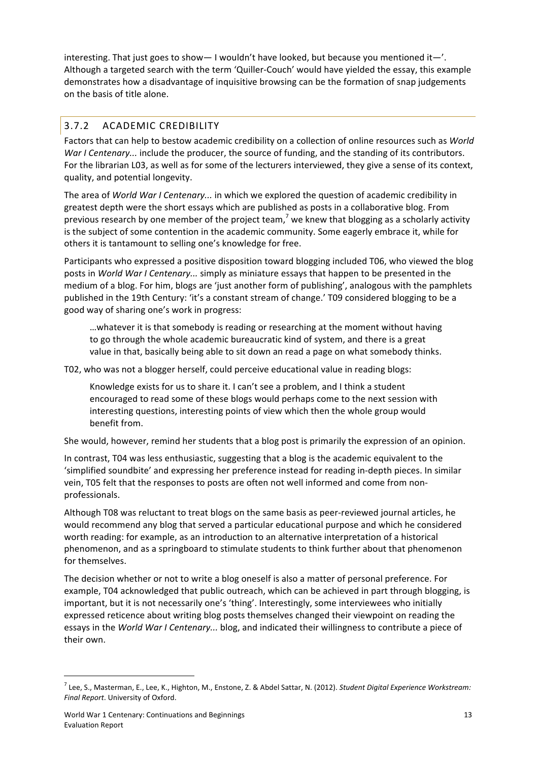interesting. That just goes to show— I wouldn't have looked, but because you mentioned it—'. Although a targeted search with the term 'Quiller-Couch' would have yielded the essay, this example demonstrates how a disadvantage of inquisitive browsing can be the formation of snap judgements on the basis of title alone.

### 3.7.2 ACADEMIC CREDIBILITY

Factors that can help to bestow academic credibility on a collection of online resources such as *World War I Centenary...* include the producer, the source of funding, and the standing of its contributors. For the librarian L03, as well as for some of the lecturers interviewed, they give a sense of its context, quality, and potential longevity.

The area of *World War I Centenary...* in which we explored the question of academic credibility in greatest depth were the short essays which are published as posts in a collaborative blog. From previous research by one member of the project team,[7] we knew that blogging as a scholarly activity is the subject of some contention in the academic community. Some eagerly embrace it, while for others it is tantamount to selling one's knowledge for free.

Participants who expressed a positive disposition toward blogging included T06, who viewed the blog posts in *World War I Centenary...* simply as miniature essays that happen to be presented in the medium of a blog. For him, blogs are 'just another form of publishing', analogous with the pamphlets published in the 19th Century: 'it's a constant stream of change.' T09 considered blogging to be a good way of sharing one's work in progress:

> …whatever it is that somebody is reading or researching at the moment without having to go through the whole academic bureaucratic kind of system, and there is a great value in that, basically being able to sit down an read a page on what somebody thinks.

T02, who was not a blogger herself, could perceive educational value in reading blogs:

> Knowledge exists for us to share it. I can't see a problem, and I think a student encouraged to read some of these blogs would perhaps come to the next session with interesting questions, interesting points of view which then the whole group would benefit from.

She would, however, remind her students that a blog post is primarily the expression of an opinion.

In contrast, T04 was less enthusiastic, suggesting that a blog is the academic equivalent to the 'simplified soundbite' and expressing her preference instead for reading in-depth pieces. In similar vein, T05 felt that the responses to posts are often not well informed and come from non-professionals.

Although T08 was reluctant to treat blogs on the same basis as peer-reviewed journal articles, he would recommend any blog that served a particular educational purpose and which he considered worth reading: for example, as an introduction to an alternative interpretation of a historical phenomenon, and as a springboard to stimulate students to think further about that phenomenon for themselves.

The decision whether or not to write a blog oneself is also a matter of personal preference. For example, T04 acknowledged that public outreach, which can be achieved in part through blogging, is important, but it is not necessarily one's 'thing'. Interestingly, some interviewees who initially expressed reticence about writing blog posts themselves changed their viewpoint on reading the essays in the *World War I Centenary...* blog, and indicated their willingness to contribute a piece of their own.

---

[7] Lee, S., Masterman, E., Lee, K., Highton, M., Enstone, Z. & Abdel Sattar, N. (2012). *Student Digital Experience Workstream: Final Report*. University of Oxford.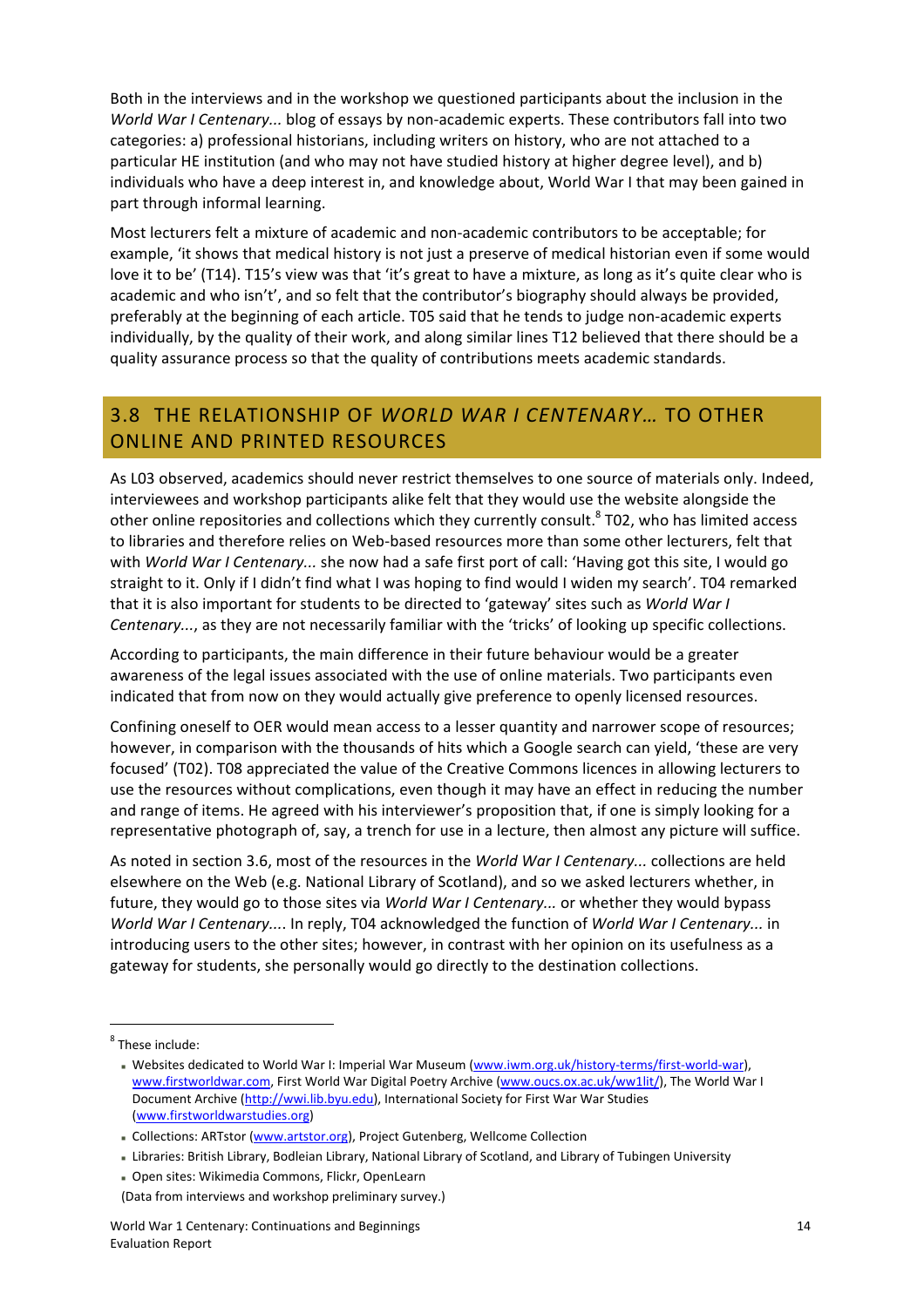Both in the interviews and in the workshop we questioned participants about the inclusion in the *World War I Centenary...* blog of essays by non-academic experts. These contributors fall into two categories: a) professional historians, including writers on history, who are not attached to a particular HE institution (and who may not have studied history at higher degree level), and b) individuals who have a deep interest in, and knowledge about, World War I that may been gained in part through informal learning.

Most lecturers felt a mixture of academic and non-academic contributors to be acceptable; for example, 'it shows that medical history is not just a preserve of medical historian even if some would love it to be' (T14). T15's view was that 'it's great to have a mixture, as long as it's quite clear who is academic and who isn't', and so felt that the contributor's biography should always be provided, preferably at the beginning of each article. T05 said that he tends to judge non-academic experts individually, by the quality of their work, and along similar lines T12 believed that there should be a quality assurance process so that the quality of contributions meets academic standards.

## 3.8 THE RELATIONSHIP OF *WORLD WAR I CENTENARY…* TO OTHER ONLINE AND PRINTED RESOURCES

As L03 observed, academics should never restrict themselves to one source of materials only. Indeed, interviewees and workshop participants alike felt that they would use the website alongside the other online repositories and collections which they currently consult.[8] T02, who has limited access to libraries and therefore relies on Web-based resources more than some other lecturers, felt that with *World War I Centenary...* she now had a safe first port of call: 'Having got this site, I would go straight to it. Only if I didn't find what I was hoping to find would I widen my search'. T04 remarked that it is also important for students to be directed to 'gateway' sites such as *World War I Centenary...*, as they are not necessarily familiar with the 'tricks' of looking up specific collections.

According to participants, the main difference in their future behaviour would be a greater awareness of the legal issues associated with the use of online materials. Two participants even indicated that from now on they would actually give preference to openly licensed resources.

Confining oneself to OER would mean access to a lesser quantity and narrower scope of resources; however, in comparison with the thousands of hits which a Google search can yield, 'these are very focused' (T02). T08 appreciated the value of the Creative Commons licences in allowing lecturers to use the resources without complications, even though it may have an effect in reducing the number and range of items. He agreed with his interviewer's proposition that, if one is simply looking for a representative photograph of, say, a trench for use in a lecture, then almost any picture will suffice.

As noted in section 3.6, most of the resources in the *World War I Centenary...* collections are held elsewhere on the Web (e.g. National Library of Scotland), and so we asked lecturers whether, in future, they would go to those sites via *World War I Centenary...* or whether they would bypass *World War I Centenary...*. In reply, T04 acknowledged the function of *World War I Centenary...* in introducing users to the other sites; however, in contrast with her opinion on its usefulness as a gateway for students, she personally would go directly to the destination collections.

---

[8] These include:

- Websites dedicated to World War I: Imperial War Museum (www.iwm.org.uk/history-terms/first-world-war), www.firstworldwar.com, First World War Digital Poetry Archive (www.oucs.ox.ac.uk/ww1lit/), The World War I Document Archive (http://wwi.lib.byu.edu), International Society for First War War Studies (www.firstworldwarstudies.org)
- Collections: ARTstor (www.artstor.org), Project Gutenberg, Wellcome Collection
- Libraries: British Library, Bodleian Library, National Library of Scotland, and Library of Tubingen University
- Open sites: Wikimedia Commons, Flickr, OpenLearn

(Data from interviews and workshop preliminary survey.)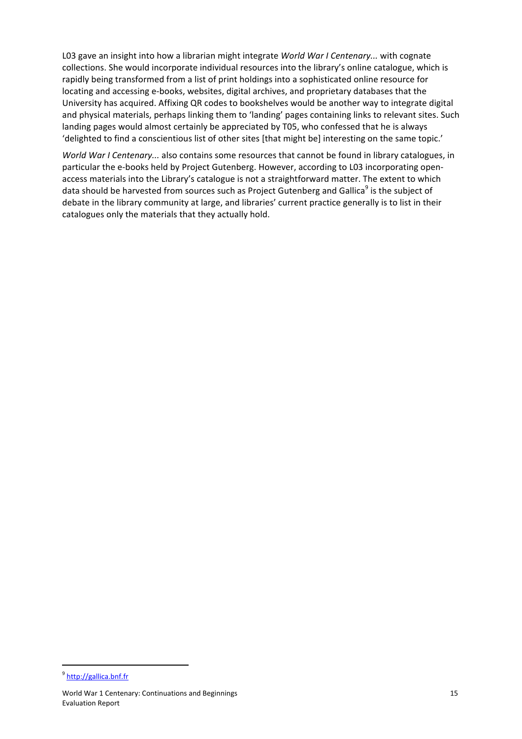L03 gave an insight into how a librarian might integrate *World War I Centenary...* with cognate collections. She would incorporate individual resources into the library's online catalogue, which is rapidly being transformed from a list of print holdings into a sophisticated online resource for locating and accessing e-books, websites, digital archives, and proprietary databases that the University has acquired. Affixing QR codes to bookshelves would be another way to integrate digital and physical materials, perhaps linking them to 'landing' pages containing links to relevant sites. Such landing pages would almost certainly be appreciated by T05, who confessed that he is always 'delighted to find a conscientious list of other sites [that might be] interesting on the same topic.'

*World War I Centenary...* also contains some resources that cannot be found in library catalogues, in particular the e-books held by Project Gutenberg. However, according to L03 incorporating open-access materials into the Library's catalogue is not a straightforward matter. The extent to which data should be harvested from sources such as Project Gutenberg and Gallica[9] is the subject of debate in the library community at large, and libraries' current practice generally is to list in their catalogues only the materials that they actually hold.

[9] http://gallica.bnf.fr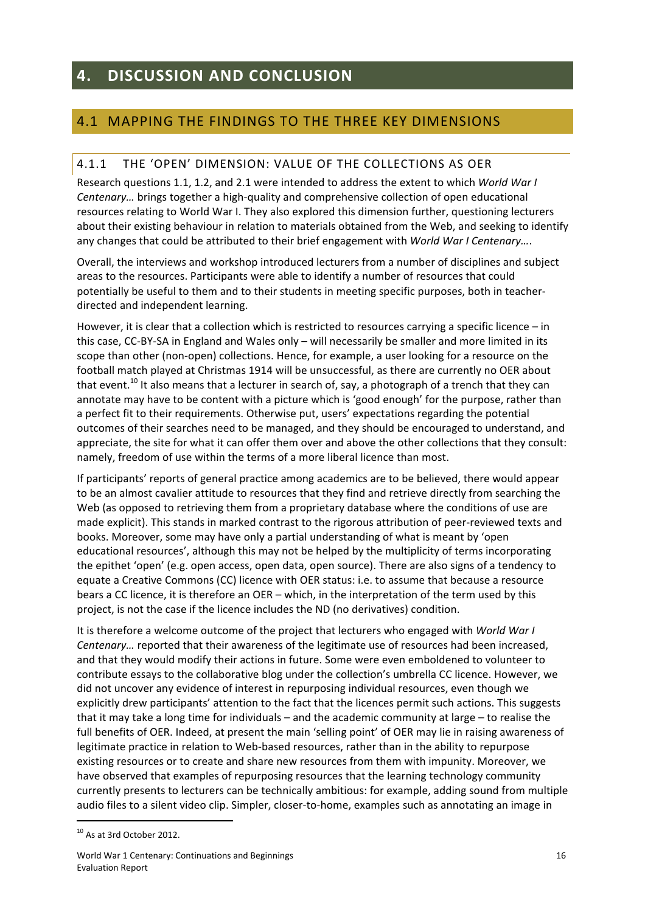# 4. DISCUSSION AND CONCLUSION

## 4.1 MAPPING THE FINDINGS TO THE THREE KEY DIMENSIONS

### 4.1.1 THE 'OPEN' DIMENSION: VALUE OF THE COLLECTIONS AS OER

Research questions 1.1, 1.2, and 2.1 were intended to address the extent to which *World War I Centenary…* brings together a high-quality and comprehensive collection of open educational resources relating to World War I. They also explored this dimension further, questioning lecturers about their existing behaviour in relation to materials obtained from the Web, and seeking to identify any changes that could be attributed to their brief engagement with *World War I Centenary…*.

Overall, the interviews and workshop introduced lecturers from a number of disciplines and subject areas to the resources. Participants were able to identify a number of resources that could potentially be useful to them and to their students in meeting specific purposes, both in teacher-directed and independent learning.

However, it is clear that a collection which is restricted to resources carrying a specific licence – in this case, CC-BY-SA in England and Wales only – will necessarily be smaller and more limited in its scope than other (non-open) collections. Hence, for example, a user looking for a resource on the football match played at Christmas 1914 will be unsuccessful, as there are currently no OER about that event.[10] It also means that a lecturer in search of, say, a photograph of a trench that they can annotate may have to be content with a picture which is 'good enough' for the purpose, rather than a perfect fit to their requirements. Otherwise put, users' expectations regarding the potential outcomes of their searches need to be managed, and they should be encouraged to understand, and appreciate, the site for what it can offer them over and above the other collections that they consult: namely, freedom of use within the terms of a more liberal licence than most.

If participants' reports of general practice among academics are to be believed, there would appear to be an almost cavalier attitude to resources that they find and retrieve directly from searching the Web (as opposed to retrieving them from a proprietary database where the conditions of use are made explicit). This stands in marked contrast to the rigorous attribution of peer-reviewed texts and books. Moreover, some may have only a partial understanding of what is meant by 'open educational resources', although this may not be helped by the multiplicity of terms incorporating the epithet 'open' (e.g. open access, open data, open source). There are also signs of a tendency to equate a Creative Commons (CC) licence with OER status: i.e. to assume that because a resource bears a CC licence, it is therefore an OER – which, in the interpretation of the term used by this project, is not the case if the licence includes the ND (no derivatives) condition.

It is therefore a welcome outcome of the project that lecturers who engaged with *World War I Centenary…* reported that their awareness of the legitimate use of resources had been increased, and that they would modify their actions in future. Some were even emboldened to volunteer to contribute essays to the collaborative blog under the collection's umbrella CC licence. However, we did not uncover any evidence of interest in repurposing individual resources, even though we explicitly drew participants' attention to the fact that the licences permit such actions. This suggests that it may take a long time for individuals – and the academic community at large – to realise the full benefits of OER. Indeed, at present the main 'selling point' of OER may lie in raising awareness of legitimate practice in relation to Web-based resources, rather than in the ability to repurpose existing resources or to create and share new resources from them with impunity. Moreover, we have observed that examples of repurposing resources that the learning technology community currently presents to lecturers can be technically ambitious: for example, adding sound from multiple audio files to a silent video clip. Simpler, closer-to-home, examples such as annotating an image in

---

[10] As at 3rd October 2012.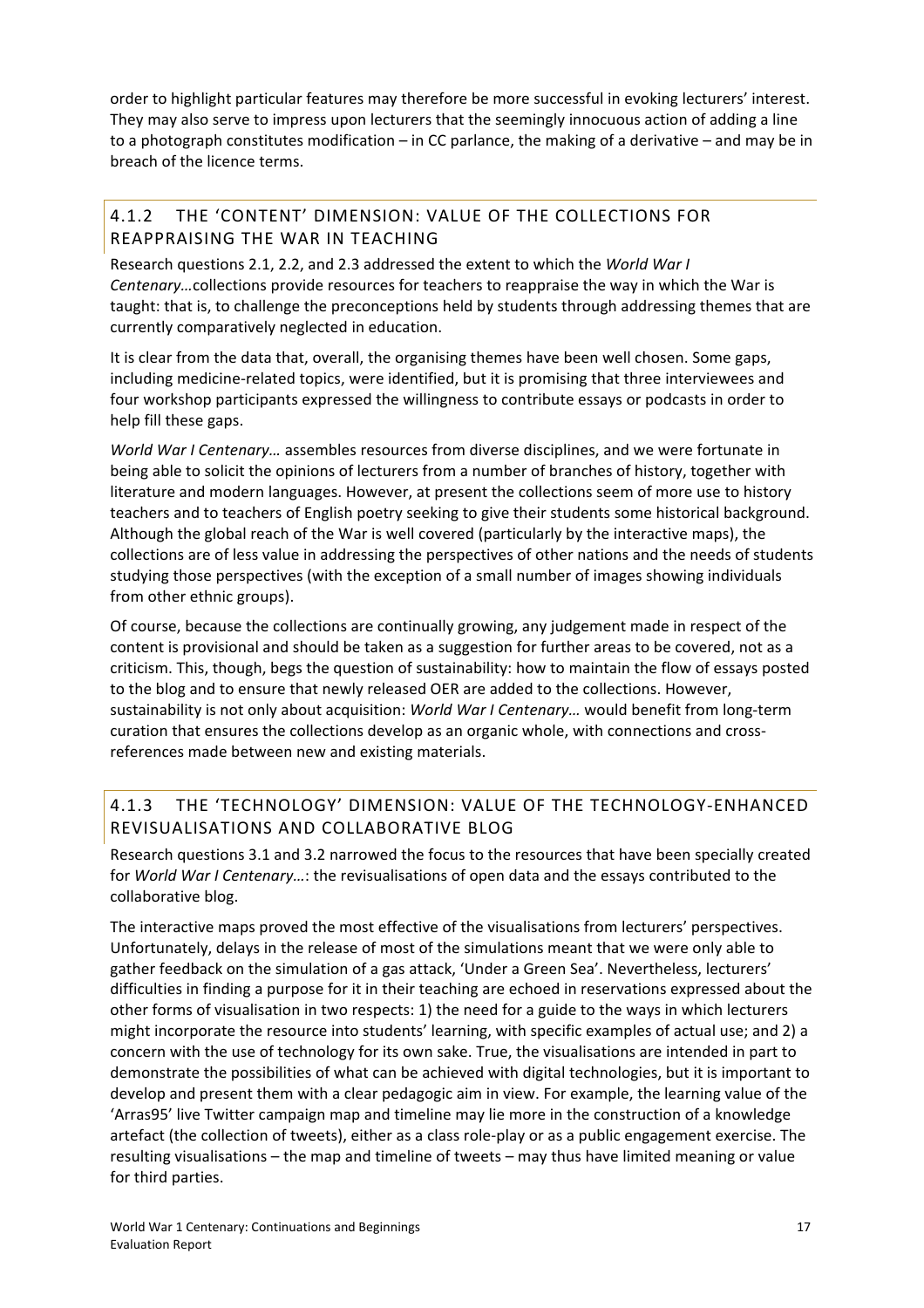order to highlight particular features may therefore be more successful in evoking lecturers' interest. They may also serve to impress upon lecturers that the seemingly innocuous action of adding a line to a photograph constitutes modification – in CC parlance, the making of a derivative – and may be in breach of the licence terms.

### 4.1.2 THE 'CONTENT' DIMENSION: VALUE OF THE COLLECTIONS FOR REAPPRAISING THE WAR IN TEACHING

Research questions 2.1, 2.2, and 2.3 addressed the extent to which the *World War I Centenary…*collections provide resources for teachers to reappraise the way in which the War is taught: that is, to challenge the preconceptions held by students through addressing themes that are currently comparatively neglected in education.

It is clear from the data that, overall, the organising themes have been well chosen. Some gaps, including medicine-related topics, were identified, but it is promising that three interviewees and four workshop participants expressed the willingness to contribute essays or podcasts in order to help fill these gaps.

*World War I Centenary…* assembles resources from diverse disciplines, and we were fortunate in being able to solicit the opinions of lecturers from a number of branches of history, together with literature and modern languages. However, at present the collections seem of more use to history teachers and to teachers of English poetry seeking to give their students some historical background. Although the global reach of the War is well covered (particularly by the interactive maps), the collections are of less value in addressing the perspectives of other nations and the needs of students studying those perspectives (with the exception of a small number of images showing individuals from other ethnic groups).

Of course, because the collections are continually growing, any judgement made in respect of the content is provisional and should be taken as a suggestion for further areas to be covered, not as a criticism. This, though, begs the question of sustainability: how to maintain the flow of essays posted to the blog and to ensure that newly released OER are added to the collections. However, sustainability is not only about acquisition: *World War I Centenary…* would benefit from long-term curation that ensures the collections develop as an organic whole, with connections and cross-references made between new and existing materials.

### 4.1.3 THE 'TECHNOLOGY' DIMENSION: VALUE OF THE TECHNOLOGY-ENHANCED REVISUALISATIONS AND COLLABORATIVE BLOG

Research questions 3.1 and 3.2 narrowed the focus to the resources that have been specially created for *World War I Centenary…*: the revisualisations of open data and the essays contributed to the collaborative blog.

The interactive maps proved the most effective of the visualisations from lecturers' perspectives. Unfortunately, delays in the release of most of the simulations meant that we were only able to gather feedback on the simulation of a gas attack, 'Under a Green Sea'. Nevertheless, lecturers' difficulties in finding a purpose for it in their teaching are echoed in reservations expressed about the other forms of visualisation in two respects: 1) the need for a guide to the ways in which lecturers might incorporate the resource into students' learning, with specific examples of actual use; and 2) a concern with the use of technology for its own sake. True, the visualisations are intended in part to demonstrate the possibilities of what can be achieved with digital technologies, but it is important to develop and present them with a clear pedagogic aim in view. For example, the learning value of the 'Arras95' live Twitter campaign map and timeline may lie more in the construction of a knowledge artefact (the collection of tweets), either as a class role-play or as a public engagement exercise. The resulting visualisations – the map and timeline of tweets – may thus have limited meaning or value for third parties.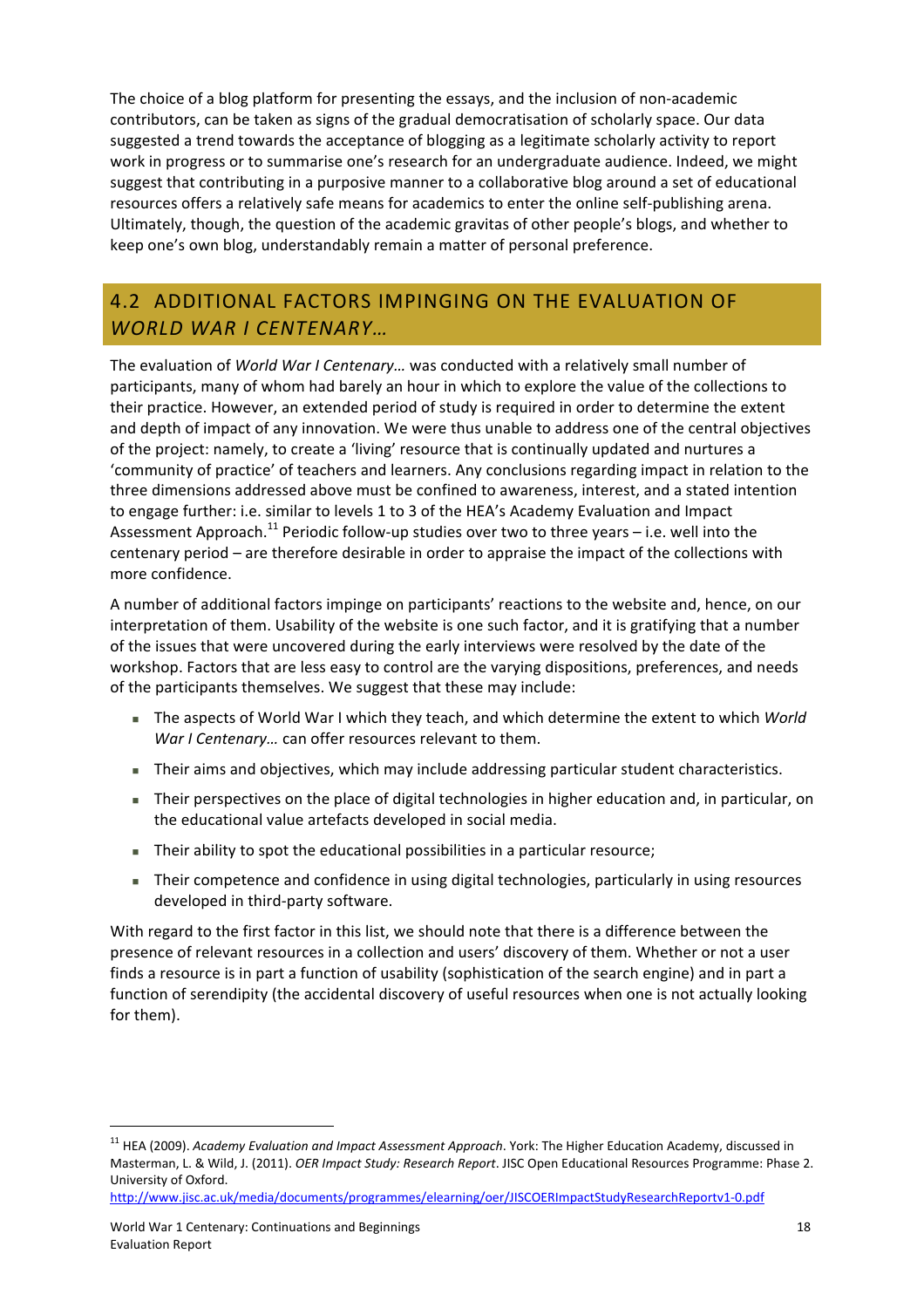The choice of a blog platform for presenting the essays, and the inclusion of non-academic contributors, can be taken as signs of the gradual democratisation of scholarly space. Our data suggested a trend towards the acceptance of blogging as a legitimate scholarly activity to report work in progress or to summarise one's research for an undergraduate audience. Indeed, we might suggest that contributing in a purposive manner to a collaborative blog around a set of educational resources offers a relatively safe means for academics to enter the online self-publishing arena. Ultimately, though, the question of the academic gravitas of other people's blogs, and whether to keep one's own blog, understandably remain a matter of personal preference.

## 4.2 ADDITIONAL FACTORS IMPINGING ON THE EVALUATION OF *WORLD WAR I CENTENARY…*

The evaluation of *World War I Centenary…* was conducted with a relatively small number of participants, many of whom had barely an hour in which to explore the value of the collections to their practice. However, an extended period of study is required in order to determine the extent and depth of impact of any innovation. We were thus unable to address one of the central objectives of the project: namely, to create a 'living' resource that is continually updated and nurtures a 'community of practice' of teachers and learners. Any conclusions regarding impact in relation to the three dimensions addressed above must be confined to awareness, interest, and a stated intention to engage further: i.e. similar to levels 1 to 3 of the HEA's Academy Evaluation and Impact Assessment Approach.[11] Periodic follow-up studies over two to three years – i.e. well into the centenary period – are therefore desirable in order to appraise the impact of the collections with more confidence.

A number of additional factors impinge on participants' reactions to the website and, hence, on our interpretation of them. Usability of the website is one such factor, and it is gratifying that a number of the issues that were uncovered during the early interviews were resolved by the date of the workshop. Factors that are less easy to control are the varying dispositions, preferences, and needs of the participants themselves. We suggest that these may include:

- The aspects of World War I which they teach, and which determine the extent to which *World War I Centenary…* can offer resources relevant to them.
- Their aims and objectives, which may include addressing particular student characteristics.
- Their perspectives on the place of digital technologies in higher education and, in particular, on the educational value artefacts developed in social media.
- Their ability to spot the educational possibilities in a particular resource;
- Their competence and confidence in using digital technologies, particularly in using resources developed in third-party software.

With regard to the first factor in this list, we should note that there is a difference between the presence of relevant resources in a collection and users' discovery of them. Whether or not a user finds a resource is in part a function of usability (sophistication of the search engine) and in part a function of serendipity (the accidental discovery of useful resources when one is not actually looking for them).

---

[11] HEA (2009). *Academy Evaluation and Impact Assessment Approach*. York: The Higher Education Academy, discussed in Masterman, L. & Wild, J. (2011). *OER Impact Study: Research Report*. JISC Open Educational Resources Programme: Phase 2. University of Oxford.
http://www.jisc.ac.uk/media/documents/programmes/elearning/oer/JISCOERImpactStudyResearchReportv1-0.pdf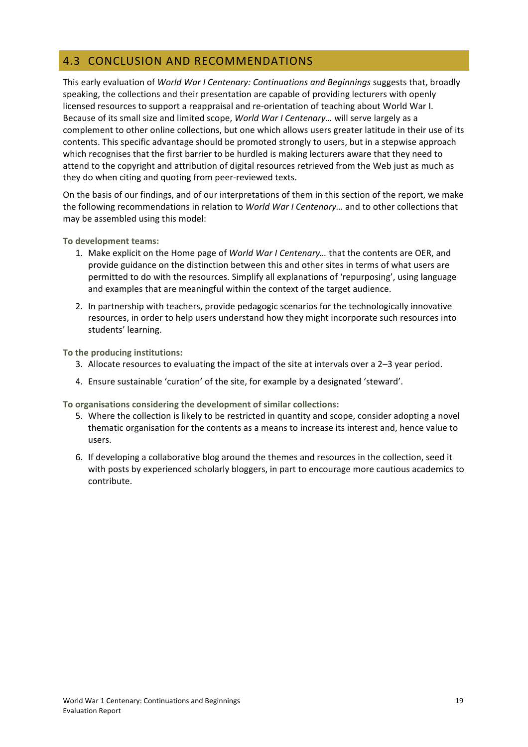## 4.3 CONCLUSION AND RECOMMENDATIONS

This early evaluation of *World War I Centenary: Continuations and Beginnings* suggests that, broadly speaking, the collections and their presentation are capable of providing lecturers with openly licensed resources to support a reappraisal and re-orientation of teaching about World War I. Because of its small size and limited scope, *World War I Centenary…* will serve largely as a complement to other online collections, but one which allows users greater latitude in their use of its contents. This specific advantage should be promoted strongly to users, but in a stepwise approach which recognises that the first barrier to be hurdled is making lecturers aware that they need to attend to the copyright and attribution of digital resources retrieved from the Web just as much as they do when citing and quoting from peer-reviewed texts.

On the basis of our findings, and of our interpretations of them in this section of the report, we make the following recommendations in relation to *World War I Centenary…* and to other collections that may be assembled using this model:

**To development teams:**

1. Make explicit on the Home page of *World War I Centenary…* that the contents are OER, and provide guidance on the distinction between this and other sites in terms of what users are permitted to do with the resources. Simplify all explanations of 'repurposing', using language and examples that are meaningful within the context of the target audience.
2. In partnership with teachers, provide pedagogic scenarios for the technologically innovative resources, in order to help users understand how they might incorporate such resources into students' learning.

**To the producing institutions:**

3. Allocate resources to evaluating the impact of the site at intervals over a 2–3 year period.
4. Ensure sustainable 'curation' of the site, for example by a designated 'steward'.

**To organisations considering the development of similar collections:**

5. Where the collection is likely to be restricted in quantity and scope, consider adopting a novel thematic organisation for the contents as a means to increase its interest and, hence value to users.
6. If developing a collaborative blog around the themes and resources in the collection, seed it with posts by experienced scholarly bloggers, in part to encourage more cautious academics to contribute.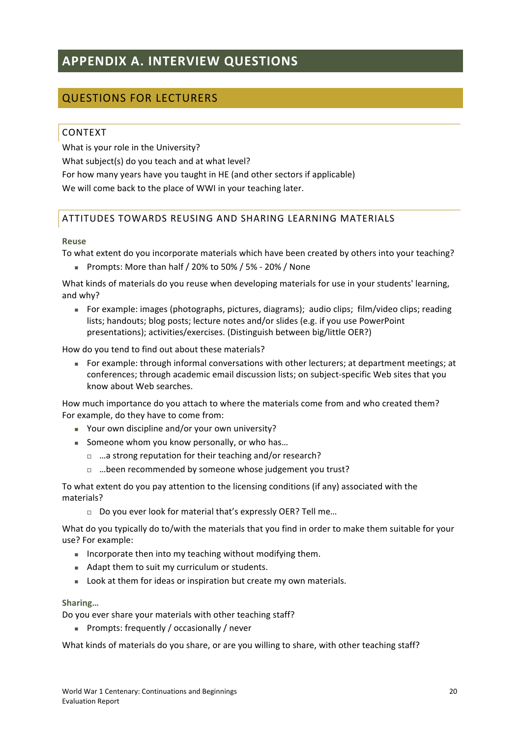# APPENDIX A. INTERVIEW QUESTIONS

## QUESTIONS FOR LECTURERS

### CONTEXT

What is your role in the University?

What subject(s) do you teach and at what level?

For how many years have you taught in HE (and other sectors if applicable)

We will come back to the place of WWI in your teaching later.

### ATTITUDES TOWARDS REUSING AND SHARING LEARNING MATERIALS

#### Reuse

To what extent do you incorporate materials which have been created by others into your teaching?

- Prompts: More than half / 20% to 50% / 5% - 20% / None

What kinds of materials do you reuse when developing materials for use in your students' learning, and why?

- For example: images (photographs, pictures, diagrams); audio clips; film/video clips; reading lists; handouts; blog posts; lecture notes and/or slides (e.g. if you use PowerPoint presentations); activities/exercises. (Distinguish between big/little OER?)

How do you tend to find out about these materials?

- For example: through informal conversations with other lecturers; at department meetings; at conferences; through academic email discussion lists; on subject-specific Web sites that you know about Web searches.

How much importance do you attach to where the materials come from and who created them? For example, do they have to come from:

- Your own discipline and/or your own university?
- Someone whom you know personally, or who has…
  - …a strong reputation for their teaching and/or research?
  - …been recommended by someone whose judgement you trust?

To what extent do you pay attention to the licensing conditions (if any) associated with the materials?

- Do you ever look for material that's expressly OER? Tell me…

What do you typically do to/with the materials that you find in order to make them suitable for your use? For example:

- Incorporate then into my teaching without modifying them.
- Adapt them to suit my curriculum or students.
- Look at them for ideas or inspiration but create my own materials.

#### Sharing…

Do you ever share your materials with other teaching staff?

- Prompts: frequently / occasionally / never

What kinds of materials do you share, or are you willing to share, with other teaching staff?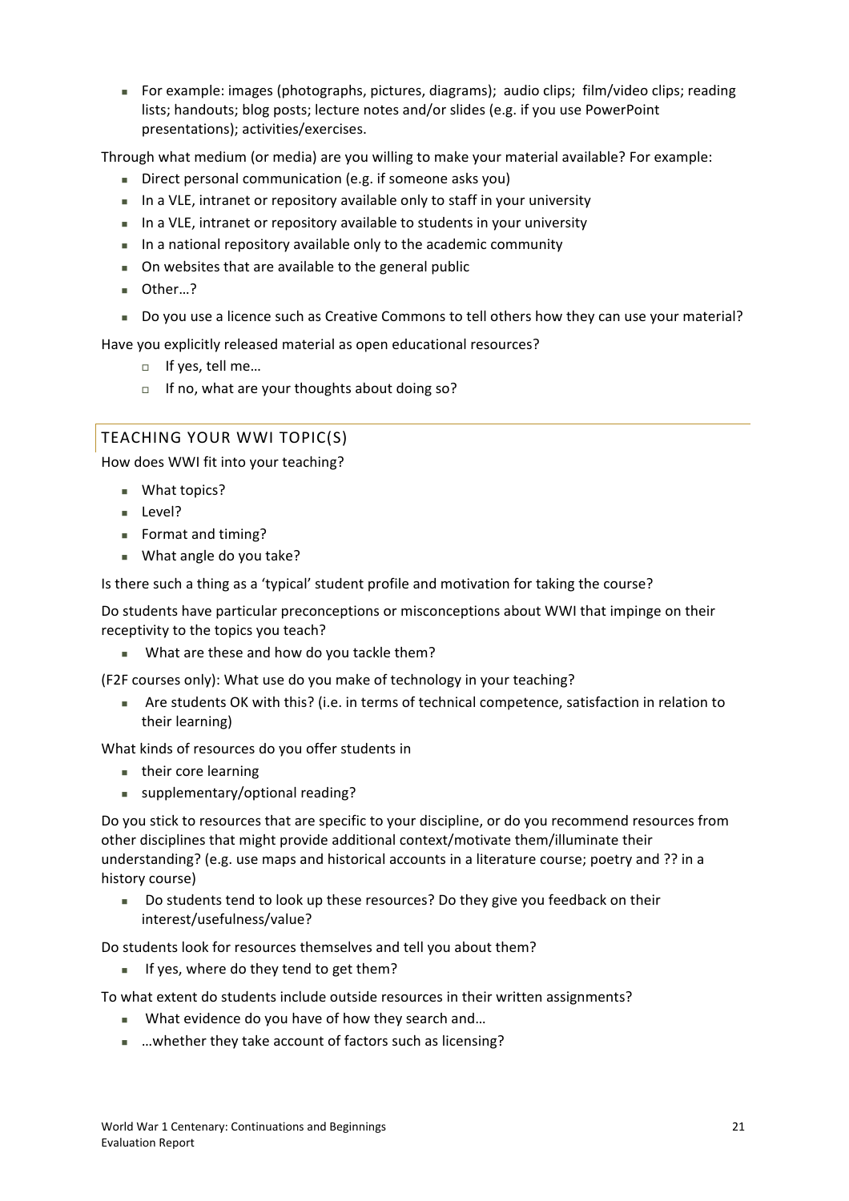- For example: images (photographs, pictures, diagrams); audio clips; film/video clips; reading lists; handouts; blog posts; lecture notes and/or slides (e.g. if you use PowerPoint presentations); activities/exercises.

Through what medium (or media) are you willing to make your material available? For example:

- Direct personal communication (e.g. if someone asks you)
- In a VLE, intranet or repository available only to staff in your university
- In a VLE, intranet or repository available to students in your university
- In a national repository available only to the academic community
- On websites that are available to the general public
- Other…?
- Do you use a licence such as Creative Commons to tell others how they can use your material?

Have you explicitly released material as open educational resources?

- If yes, tell me…
- If no, what are your thoughts about doing so?

## TEACHING YOUR WWI TOPIC(S)

How does WWI fit into your teaching?

- What topics?
- Level?
- Format and timing?
- What angle do you take?

Is there such a thing as a 'typical' student profile and motivation for taking the course?

Do students have particular preconceptions or misconceptions about WWI that impinge on their receptivity to the topics you teach?

- What are these and how do you tackle them?

(F2F courses only): What use do you make of technology in your teaching?

- Are students OK with this? (i.e. in terms of technical competence, satisfaction in relation to their learning)

What kinds of resources do you offer students in

- their core learning
- supplementary/optional reading?

Do you stick to resources that are specific to your discipline, or do you recommend resources from other disciplines that might provide additional context/motivate them/illuminate their understanding? (e.g. use maps and historical accounts in a literature course; poetry and ?? in a history course)

- Do students tend to look up these resources? Do they give you feedback on their interest/usefulness/value?

Do students look for resources themselves and tell you about them?

- If yes, where do they tend to get them?

To what extent do students include outside resources in their written assignments?

- What evidence do you have of how they search and…
- …whether they take account of factors such as licensing?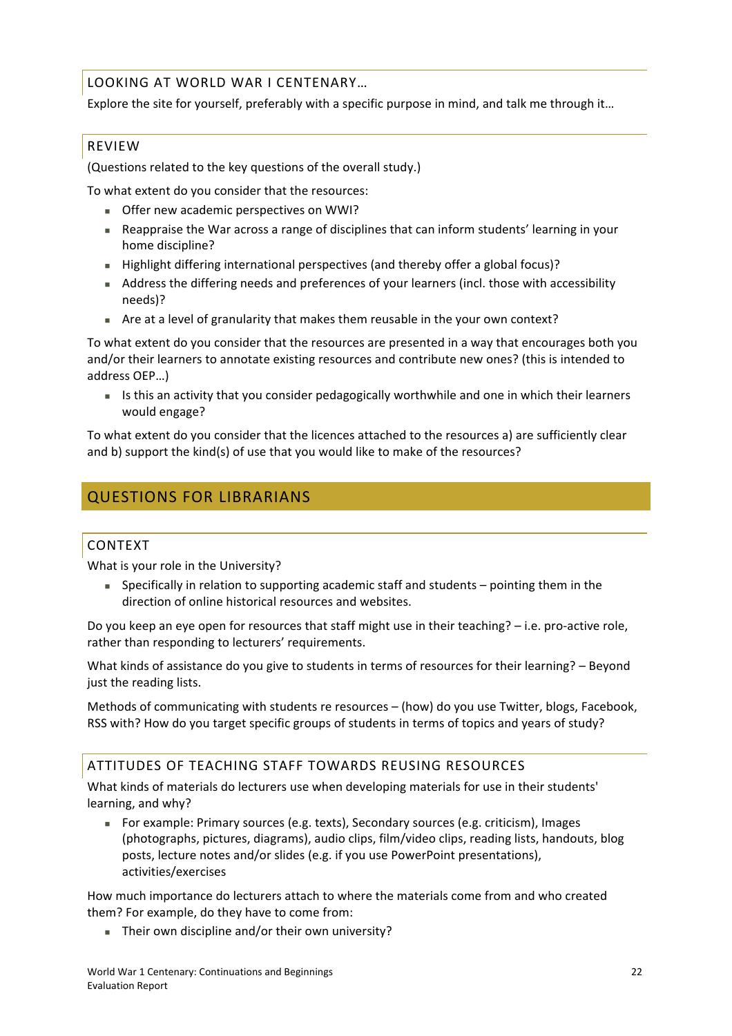### LOOKING AT WORLD WAR I CENTENARY…

Explore the site for yourself, preferably with a specific purpose in mind, and talk me through it…

### REVIEW

(Questions related to the key questions of the overall study.)

To what extent do you consider that the resources:

- Offer new academic perspectives on WWI?
- Reappraise the War across a range of disciplines that can inform students' learning in your home discipline?
- Highlight differing international perspectives (and thereby offer a global focus)?
- Address the differing needs and preferences of your learners (incl. those with accessibility needs)?
- Are at a level of granularity that makes them reusable in the your own context?

To what extent do you consider that the resources are presented in a way that encourages both you and/or their learners to annotate existing resources and contribute new ones? (this is intended to address OEP…)

- Is this an activity that you consider pedagogically worthwhile and one in which their learners would engage?

To what extent do you consider that the licences attached to the resources a) are sufficiently clear and b) support the kind(s) of use that you would like to make of the resources?

## QUESTIONS FOR LIBRARIANS

### CONTEXT

What is your role in the University?

- Specifically in relation to supporting academic staff and students – pointing them in the direction of online historical resources and websites.

Do you keep an eye open for resources that staff might use in their teaching? – i.e. pro-active role, rather than responding to lecturers' requirements.

What kinds of assistance do you give to students in terms of resources for their learning? – Beyond just the reading lists.

Methods of communicating with students re resources – (how) do you use Twitter, blogs, Facebook, RSS with? How do you target specific groups of students in terms of topics and years of study?

### ATTITUDES OF TEACHING STAFF TOWARDS REUSING RESOURCES

What kinds of materials do lecturers use when developing materials for use in their students' learning, and why?

- For example: Primary sources (e.g. texts), Secondary sources (e.g. criticism), Images (photographs, pictures, diagrams), audio clips, film/video clips, reading lists, handouts, blog posts, lecture notes and/or slides (e.g. if you use PowerPoint presentations), activities/exercises

How much importance do lecturers attach to where the materials come from and who created them? For example, do they have to come from:

- Their own discipline and/or their own university?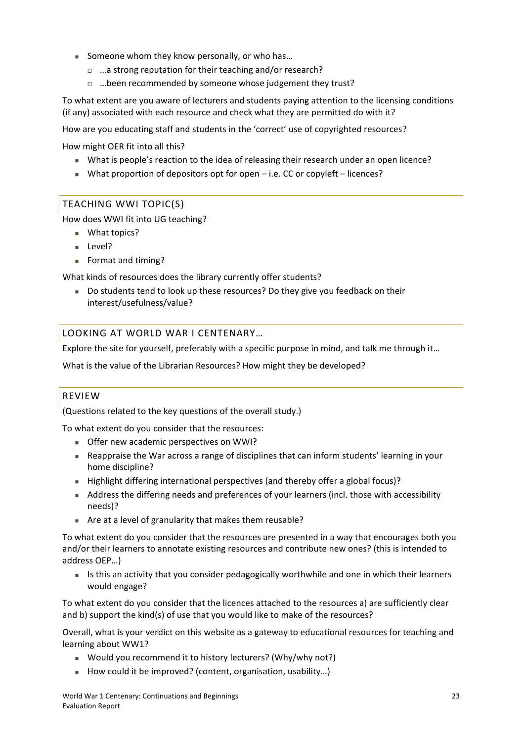- Someone whom they know personally, or who has…
  - …a strong reputation for their teaching and/or research?
  - …been recommended by someone whose judgement they trust?

To what extent are you aware of lecturers and students paying attention to the licensing conditions (if any) associated with each resource and check what they are permitted do with it?

How are you educating staff and students in the 'correct' use of copyrighted resources?

How might OER fit into all this?

- What is people's reaction to the idea of releasing their research under an open licence?
- What proportion of depositors opt for open – i.e. CC or copyleft – licences?

## TEACHING WWI TOPIC(S)

How does WWI fit into UG teaching?

- What topics?
- Level?
- Format and timing?

What kinds of resources does the library currently offer students?

- Do students tend to look up these resources? Do they give you feedback on their interest/usefulness/value?

## LOOKING AT WORLD WAR I CENTENARY…

Explore the site for yourself, preferably with a specific purpose in mind, and talk me through it…

What is the value of the Librarian Resources? How might they be developed?

## REVIEW

(Questions related to the key questions of the overall study.)

To what extent do you consider that the resources:

- Offer new academic perspectives on WWI?
- Reappraise the War across a range of disciplines that can inform students' learning in your home discipline?
- Highlight differing international perspectives (and thereby offer a global focus)?
- Address the differing needs and preferences of your learners (incl. those with accessibility needs)?
- Are at a level of granularity that makes them reusable?

To what extent do you consider that the resources are presented in a way that encourages both you and/or their learners to annotate existing resources and contribute new ones? (this is intended to address OEP…)

- Is this an activity that you consider pedagogically worthwhile and one in which their learners would engage?

To what extent do you consider that the licences attached to the resources a) are sufficiently clear and b) support the kind(s) of use that you would like to make of the resources?

Overall, what is your verdict on this website as a gateway to educational resources for teaching and learning about WW1?

- Would you recommend it to history lecturers? (Why/why not?)
- How could it be improved? (content, organisation, usability…)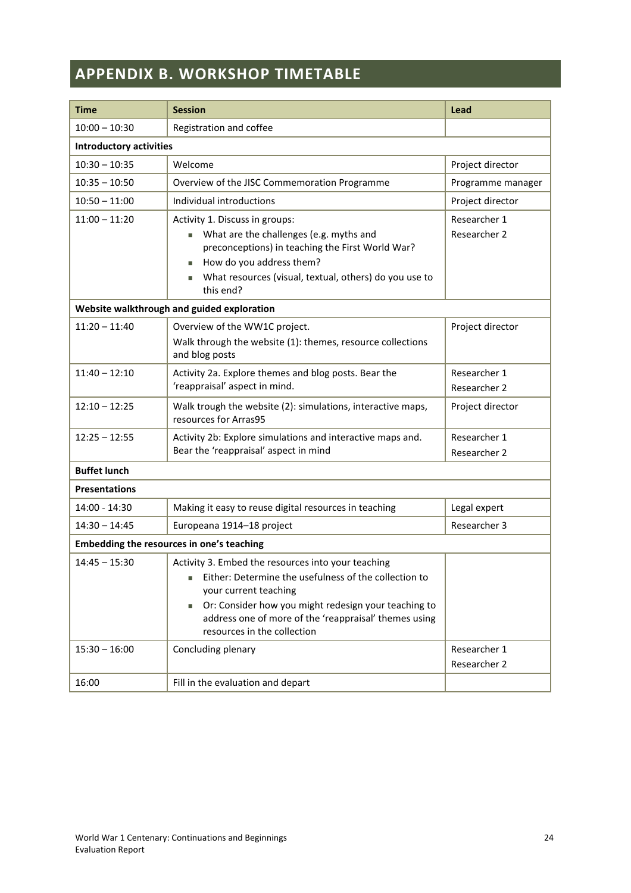# APPENDIX B. WORKSHOP TIMETABLE

| Time | Session | Lead |
|---|---|---|
| 10:00 – 10:30 | Registration and coffee | |
| **Introductory activities** | | |
| 10:30 – 10:35 | Welcome | Project director |
| 10:35 – 10:50 | Overview of the JISC Commemoration Programme | Programme manager |
| 10:50 – 11:00 | Individual introductions | Project director |
| 11:00 – 11:20 | Activity 1. Discuss in groups:<br>▪ What are the challenges (e.g. myths and preconceptions) in teaching the First World War?<br>▪ How do you address them?<br>▪ What resources (visual, textual, others) do you use to this end? | Researcher 1<br>Researcher 2 |
| **Website walkthrough and guided exploration** | | |
| 11:20 – 11:40 | Overview of the WW1C project.<br>Walk through the website (1): themes, resource collections and blog posts | Project director |
| 11:40 – 12:10 | Activity 2a. Explore themes and blog posts. Bear the 'reappraisal' aspect in mind. | Researcher 1<br>Researcher 2 |
| 12:10 – 12:25 | Walk trough the website (2): simulations, interactive maps, resources for Arras95 | Project director |
| 12:25 – 12:55 | Activity 2b: Explore simulations and interactive maps and. Bear the 'reappraisal' aspect in mind | Researcher 1<br>Researcher 2 |
| **Buffet lunch** | | |
| **Presentations** | | |
| 14:00 - 14:30 | Making it easy to reuse digital resources in teaching | Legal expert |
| 14:30 – 14:45 | Europeana 1914–18 project | Researcher 3 |
| **Embedding the resources in one's teaching** | | |
| 14:45 – 15:30 | Activity 3. Embed the resources into your teaching<br>▪ Either: Determine the usefulness of the collection to your current teaching<br>▪ Or: Consider how you might redesign your teaching to address one of more of the 'reappraisal' themes using resources in the collection | |
| 15:30 – 16:00 | Concluding plenary | Researcher 1<br>Researcher 2 |
| 16:00 | Fill in the evaluation and depart | |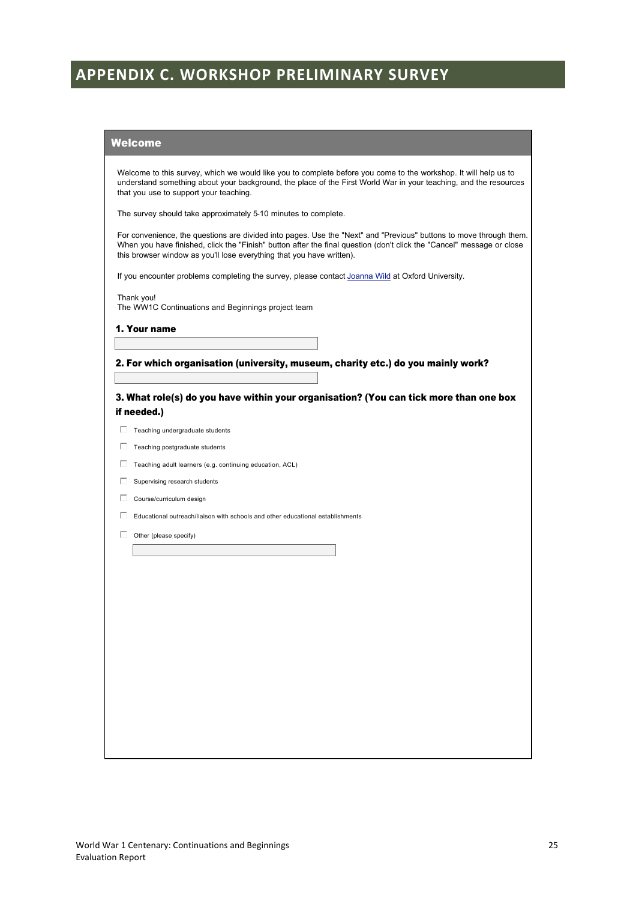# APPENDIX C. WORKSHOP PRELIMINARY SURVEY

## Welcome

Welcome to this survey, which we would like you to complete before you come to the workshop. It will help us to understand something about your background, the place of the First World War in your teaching, and the resources that you use to support your teaching.

The survey should take approximately 5-10 minutes to complete.

For convenience, the questions are divided into pages. Use the "Next" and "Previous" buttons to move through them. When you have finished, click the "Finish" button after the final question (don't click the "Cancel" message or close this browser window as you'll lose everything that you have written).

If you encounter problems completing the survey, please contact Joanna Wild at Oxford University.

Thank you!
The WW1C Continuations and Beginnings project team

**1. Your name**

\_\_\_\_\_\_\_\_\_\_\_\_\_\_\_\_\_\_\_\_

**2. For which organisation (university, museum, charity etc.) do you mainly work?**

\_\_\_\_\_\_\_\_\_\_\_\_\_\_\_\_\_\_\_\_

**3. What role(s) do you have within your organisation? (You can tick more than one box if needed.)**

- ☐ Teaching undergraduate students
- ☐ Teaching postgraduate students
- ☐ Teaching adult learners (e.g. continuing education, ACL)
- ☐ Supervising research students
- ☐ Course/curriculum design
- ☐ Educational outreach/liaison with schools and other educational establishments
- ☐ Other (please specify)

\_\_\_\_\_\_\_\_\_\_\_\_\_\_\_\_\_\_\_\_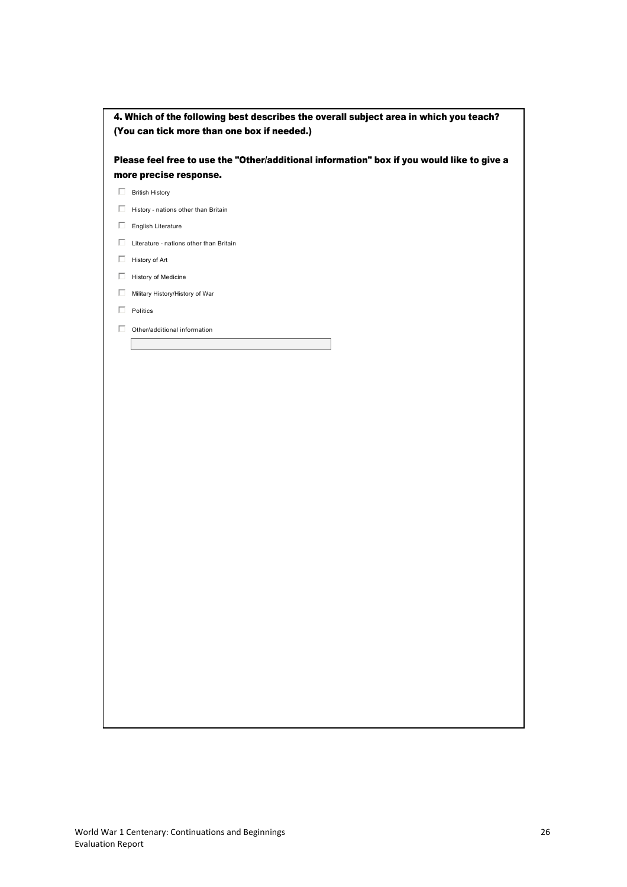**4. Which of the following best describes the overall subject area in which you teach? (You can tick more than one box if needed.)**

**Please feel free to use the "Other/additional information" box if you would like to give a more precise response.**

- ☐ British History
- ☐ History - nations other than Britain
- ☐ English Literature
- ☐ Literature - nations other than Britain
- ☐ History of Art
- ☐ History of Medicine
- ☐ Military History/History of War
- ☐ Politics
- ☐ Other/additional information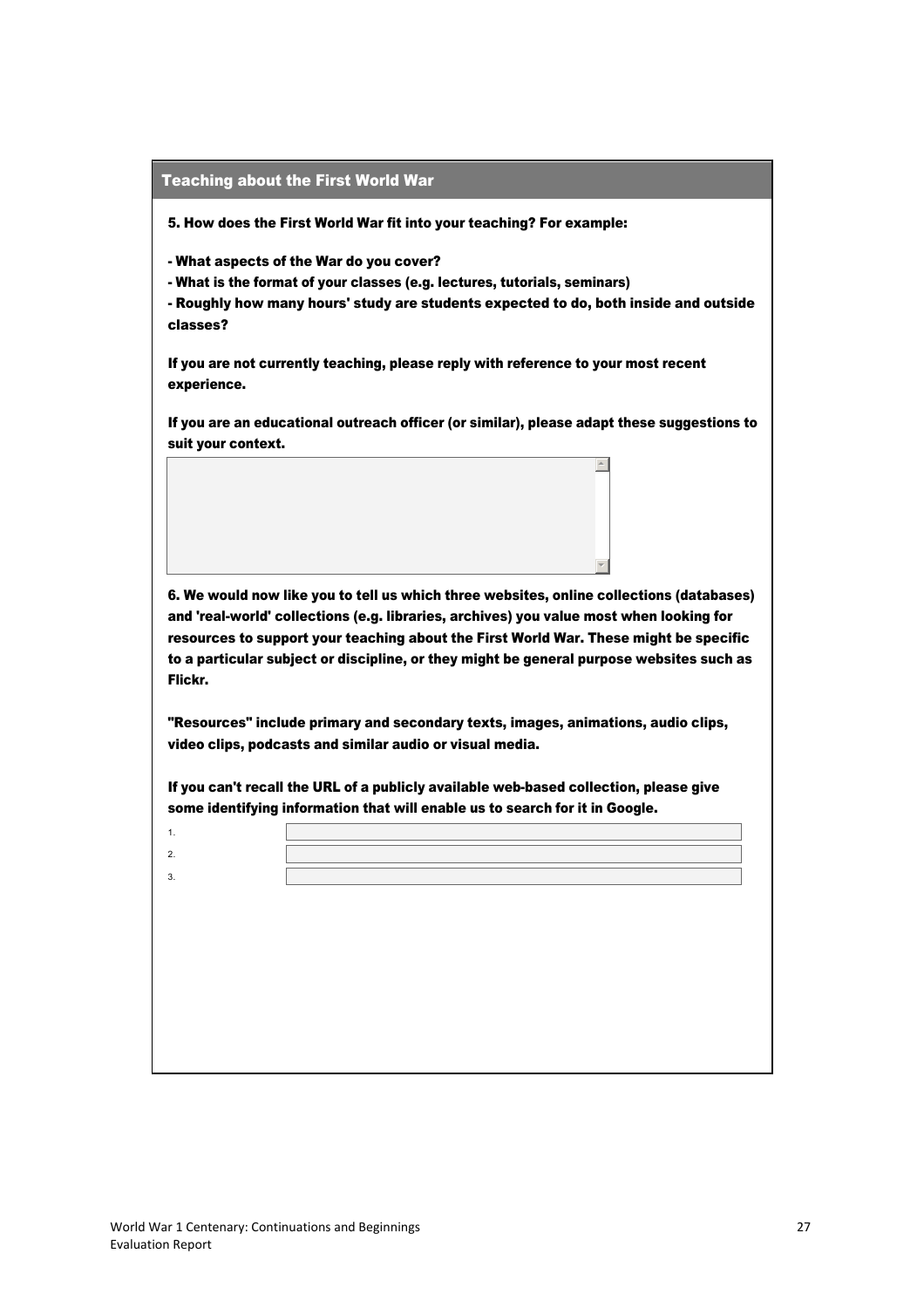## Teaching about the First World War

**5. How does the First World War fit into your teaching? For example:**

**- What aspects of the War do you cover?**
**- What is the format of your classes (e.g. lectures, tutorials, seminars)**
**- Roughly how many hours' study are students expected to do, both inside and outside classes?**

**If you are not currently teaching, please reply with reference to your most recent experience.**

**If you are an educational outreach officer (or similar), please adapt these suggestions to suit your context.**

**6. We would now like you to tell us which three websites, online collections (databases) and 'real-world' collections (e.g. libraries, archives) you value most when looking for resources to support your teaching about the First World War. These might be specific to a particular subject or discipline, or they might be general purpose websites such as Flickr.**

**"Resources" include primary and secondary texts, images, animations, audio clips, video clips, podcasts and similar audio or visual media.**

**If you can't recall the URL of a publicly available web-based collection, please give some identifying information that will enable us to search for it in Google.**

1.

2.

3.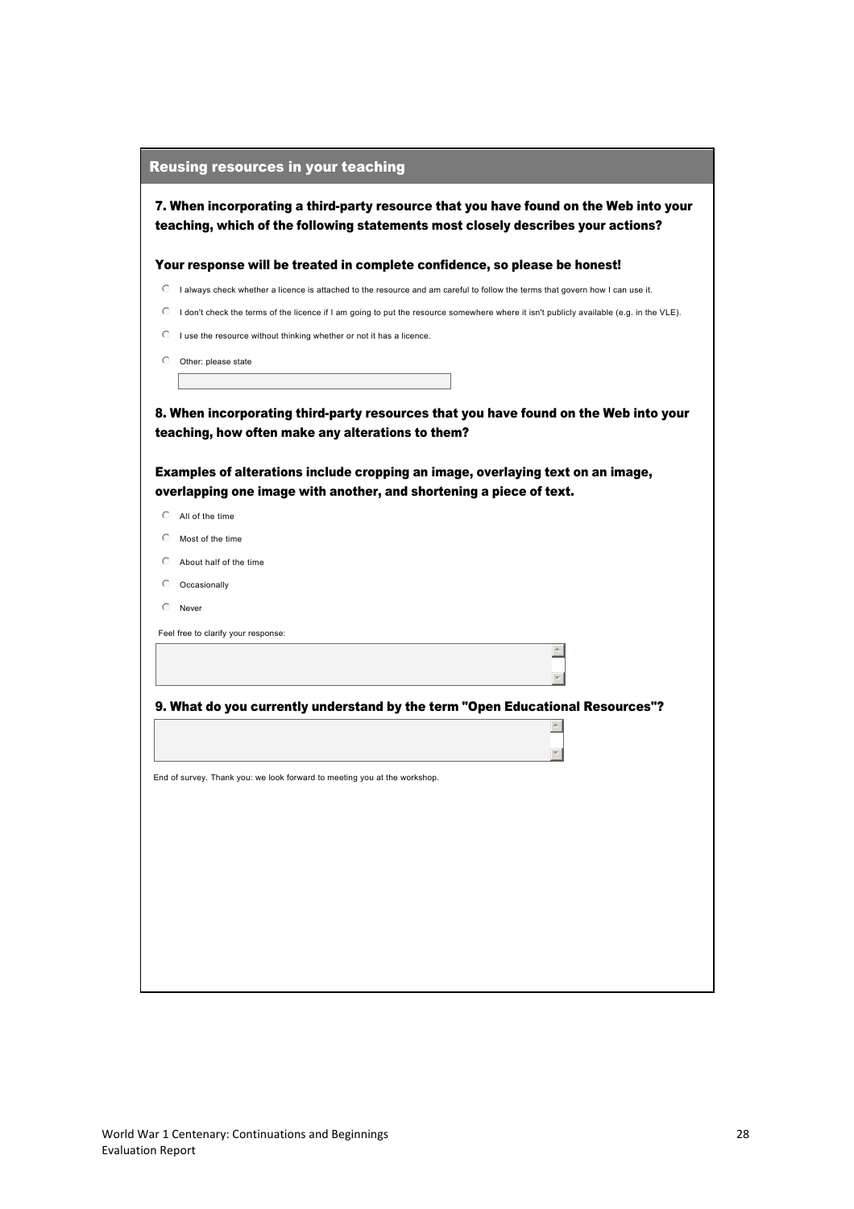## Reusing resources in your teaching

**7. When incorporating a third-party resource that you have found on the Web into your teaching, which of the following statements most closely describes your actions?**

**Your response will be treated in complete confidence, so please be honest!**

- ○ I always check whether a licence is attached to the resource and am careful to follow the terms that govern how I can use it.
- ○ I don't check the terms of the licence if I am going to put the resource somewhere where it isn't publicly available (e.g. in the VLE).
- ○ I use the resource without thinking whether or not it has a licence.
- ○ Other: please state

**8. When incorporating third-party resources that you have found on the Web into your teaching, how often make any alterations to them?**

**Examples of alterations include cropping an image, overlaying text on an image, overlapping one image with another, and shortening a piece of text.**

- ○ All of the time
- ○ Most of the time
- ○ About half of the time
- ○ Occasionally
- ○ Never

Feel free to clarify your response:

**9. What do you currently understand by the term "Open Educational Resources"?**

End of survey. Thank you: we look forward to meeting you at the workshop.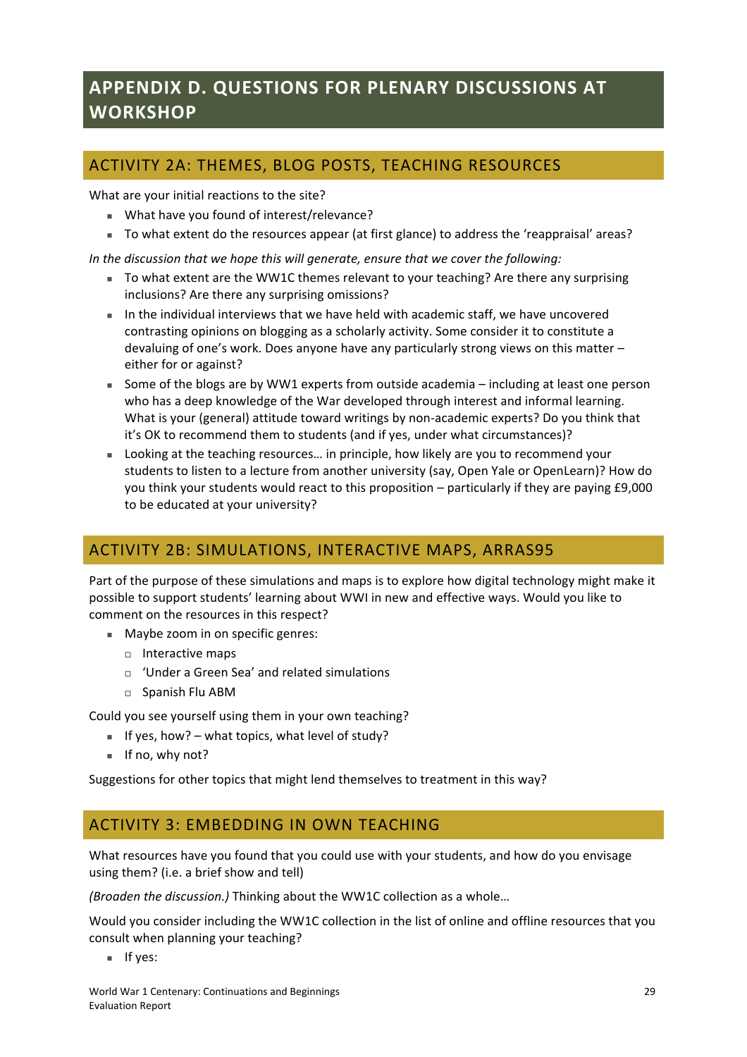# APPENDIX D. QUESTIONS FOR PLENARY DISCUSSIONS AT WORKSHOP

## ACTIVITY 2A: THEMES, BLOG POSTS, TEACHING RESOURCES

What are your initial reactions to the site?

- What have you found of interest/relevance?
- To what extent do the resources appear (at first glance) to address the 'reappraisal' areas?

*In the discussion that we hope this will generate, ensure that we cover the following:*

- To what extent are the WW1C themes relevant to your teaching? Are there any surprising inclusions? Are there any surprising omissions?
- In the individual interviews that we have held with academic staff, we have uncovered contrasting opinions on blogging as a scholarly activity. Some consider it to constitute a devaluing of one's work. Does anyone have any particularly strong views on this matter – either for or against?
- Some of the blogs are by WW1 experts from outside academia – including at least one person who has a deep knowledge of the War developed through interest and informal learning. What is your (general) attitude toward writings by non-academic experts? Do you think that it's OK to recommend them to students (and if yes, under what circumstances)?
- Looking at the teaching resources… in principle, how likely are you to recommend your students to listen to a lecture from another university (say, Open Yale or OpenLearn)? How do you think your students would react to this proposition – particularly if they are paying £9,000 to be educated at your university?

## ACTIVITY 2B: SIMULATIONS, INTERACTIVE MAPS, ARRAS95

Part of the purpose of these simulations and maps is to explore how digital technology might make it possible to support students' learning about WWI in new and effective ways. Would you like to comment on the resources in this respect?

- Maybe zoom in on specific genres:
  - Interactive maps
  - 'Under a Green Sea' and related simulations
  - Spanish Flu ABM

Could you see yourself using them in your own teaching?

- If yes, how? – what topics, what level of study?
- If no, why not?

Suggestions for other topics that might lend themselves to treatment in this way?

## ACTIVITY 3: EMBEDDING IN OWN TEACHING

What resources have you found that you could use with your students, and how do you envisage using them? (i.e. a brief show and tell)

*(Broaden the discussion.)* Thinking about the WW1C collection as a whole…

Would you consider including the WW1C collection in the list of online and offline resources that you consult when planning your teaching?

- If yes: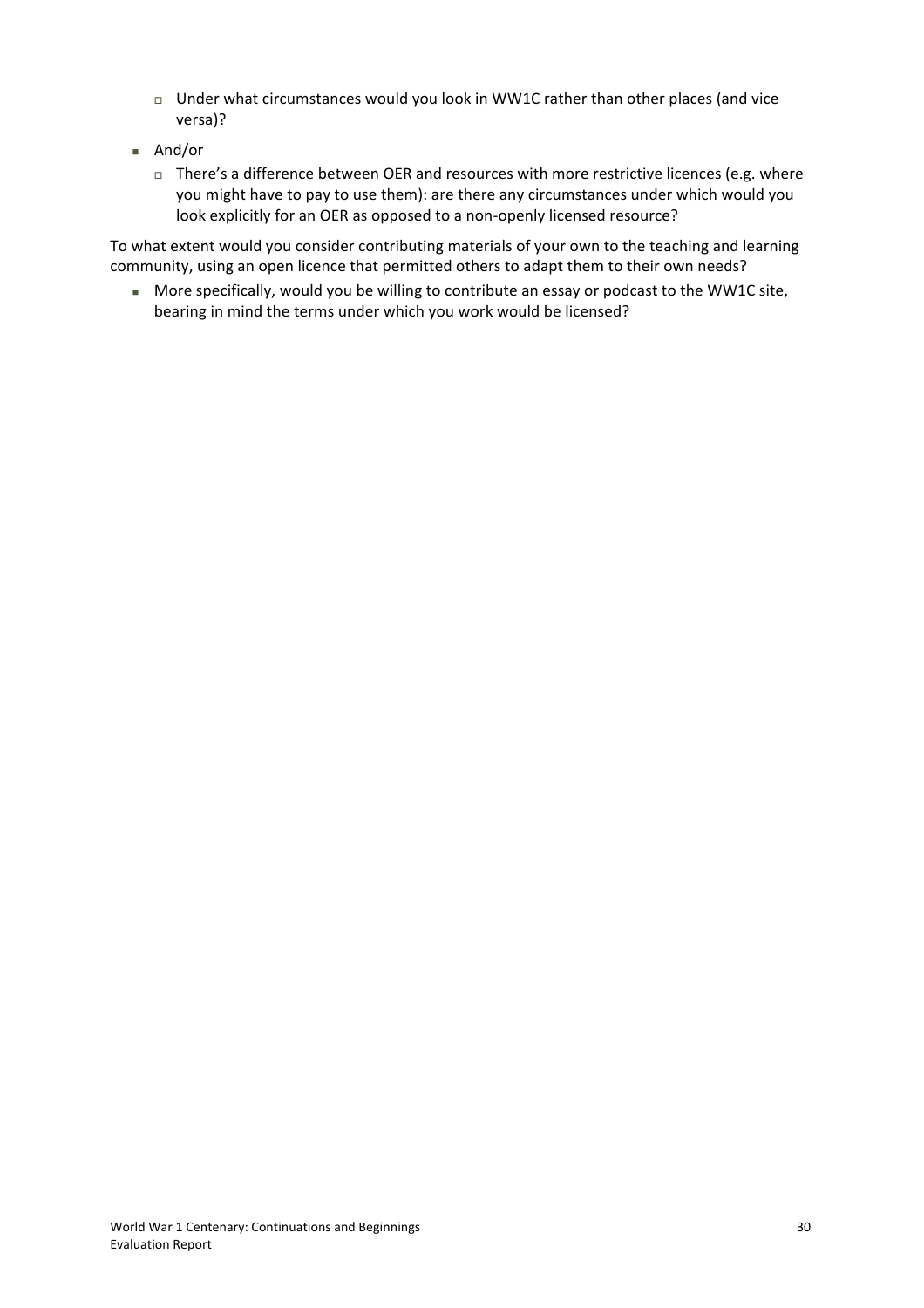- Under what circumstances would you look in WW1C rather than other places (and vice versa)?
- And/or
    - There's a difference between OER and resources with more restrictive licences (e.g. where you might have to pay to use them): are there any circumstances under which would you look explicitly for an OER as opposed to a non-openly licensed resource?

To what extent would you consider contributing materials of your own to the teaching and learning community, using an open licence that permitted others to adapt them to their own needs?

- More specifically, would you be willing to contribute an essay or podcast to the WW1C site, bearing in mind the terms under which you work would be licensed?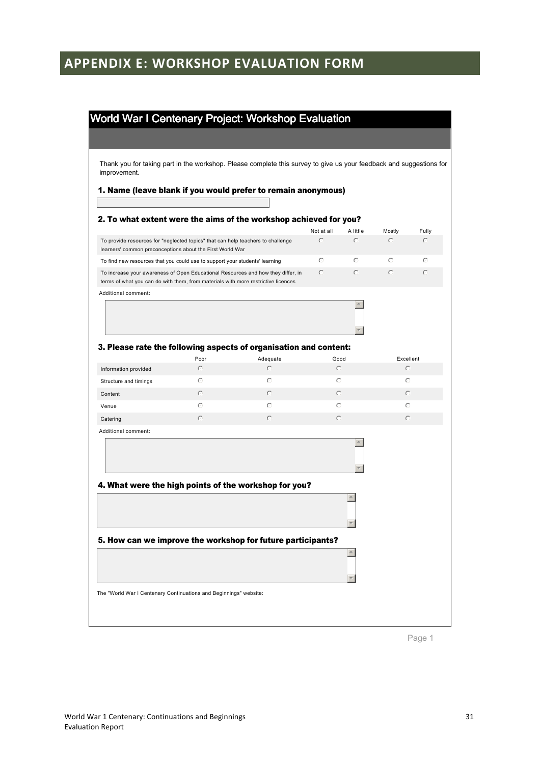# APPENDIX E: WORKSHOP EVALUATION FORM

## World War I Centenary Project: Workshop Evaluation

Thank you for taking part in the workshop. Please complete this survey to give us your feedback and suggestions for improvement.

### 1. Name (leave blank if you would prefer to remain anonymous)

### 2. To what extent were the aims of the workshop achieved for you?

| | Not at all | A little | Mostly | Fully |
|---|---|---|---|---|
| To provide resources for "neglected topics" that can help teachers to challenge learners' common preconceptions about the First World War | ○ | ○ | ○ | ○ |
| To find new resources that you could use to support your students' learning | ○ | ○ | ○ | ○ |
| To increase your awareness of Open Educational Resources and how they differ, in terms of what you can do with them, from materials with more restrictive licences | ○ | ○ | ○ | ○ |

Additional comment:

### 3. Please rate the following aspects of organisation and content:

| | Poor | Adequate | Good | Excellent |
|---|---|---|---|---|
| Information provided | ○ | ○ | ○ | ○ |
| Structure and timings | ○ | ○ | ○ | ○ |
| Content | ○ | ○ | ○ | ○ |
| Venue | ○ | ○ | ○ | ○ |
| Catering | ○ | ○ | ○ | ○ |

Additional comment:

### 4. What were the high points of the workshop for you?

### 5. How can we improve the workshop for future participants?

The "World War I Centenary Continuations and Beginnings" website: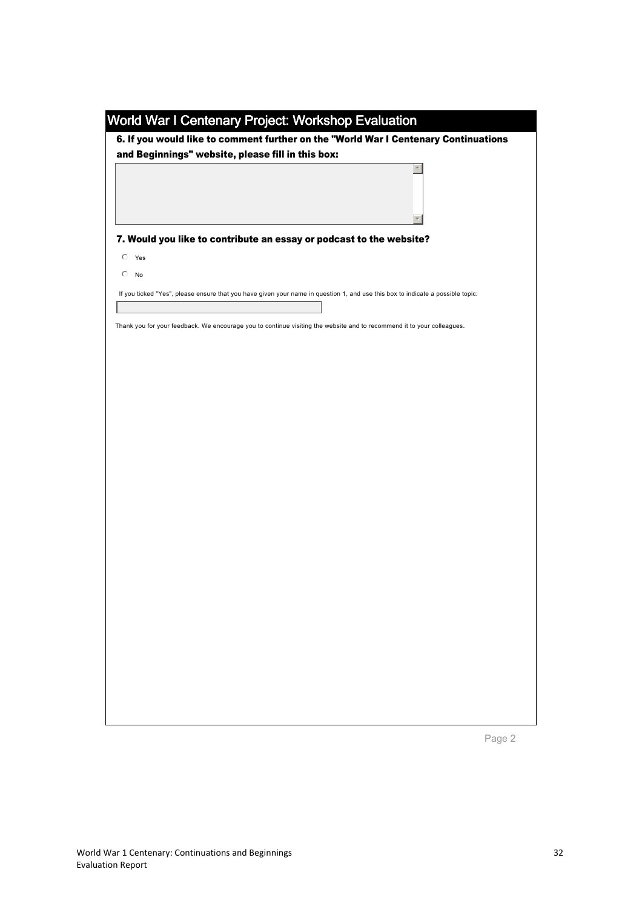## World War I Centenary Project: Workshop Evaluation

**6. If you would like to comment further on the "World War I Centenary Continuations and Beginnings" website, please fill in this box:**

**7. Would you like to contribute an essay or podcast to the website?**

- Yes
- No

If you ticked "Yes", please ensure that you have given your name in question 1, and use this box to indicate a possible topic:

Thank you for your feedback. We encourage you to continue visiting the website and to recommend it to your colleagues.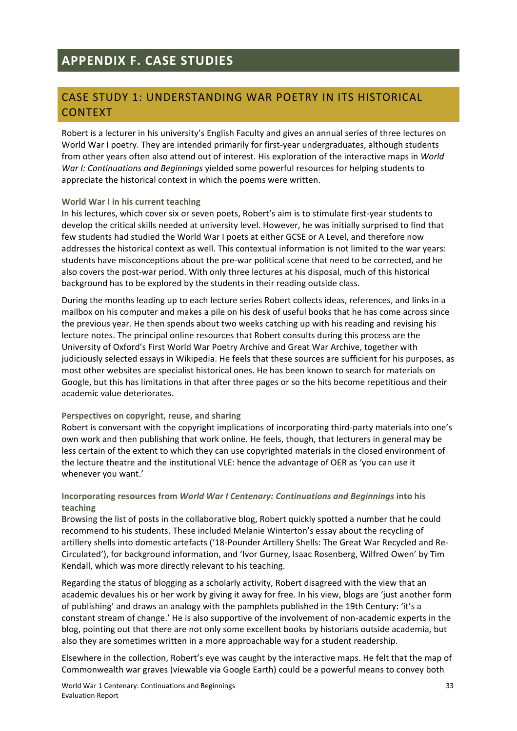# APPENDIX F. CASE STUDIES

## CASE STUDY 1: UNDERSTANDING WAR POETRY IN ITS HISTORICAL CONTEXT

Robert is a lecturer in his university's English Faculty and gives an annual series of three lectures on World War I poetry. They are intended primarily for first-year undergraduates, although students from other years often also attend out of interest. His exploration of the interactive maps in *World War I: Continuations and Beginnings* yielded some powerful resources for helping students to appreciate the historical context in which the poems were written.

### World War I in his current teaching

In his lectures, which cover six or seven poets, Robert's aim is to stimulate first-year students to develop the critical skills needed at university level. However, he was initially surprised to find that few students had studied the World War I poets at either GCSE or A Level, and therefore now addresses the historical context as well. This contextual information is not limited to the war years: students have misconceptions about the pre-war political scene that need to be corrected, and he also covers the post-war period. With only three lectures at his disposal, much of this historical background has to be explored by the students in their reading outside class.

During the months leading up to each lecture series Robert collects ideas, references, and links in a mailbox on his computer and makes a pile on his desk of useful books that he has come across since the previous year. He then spends about two weeks catching up with his reading and revising his lecture notes. The principal online resources that Robert consults during this process are the University of Oxford's First World War Poetry Archive and Great War Archive, together with judiciously selected essays in Wikipedia. He feels that these sources are sufficient for his purposes, as most other websites are specialist historical ones. He has been known to search for materials on Google, but this has limitations in that after three pages or so the hits become repetitious and their academic value deteriorates.

### Perspectives on copyright, reuse, and sharing

Robert is conversant with the copyright implications of incorporating third-party materials into one's own work and then publishing that work online. He feels, though, that lecturers in general may be less certain of the extent to which they can use copyrighted materials in the closed environment of the lecture theatre and the institutional VLE: hence the advantage of OER as 'you can use it whenever you want.'

### Incorporating resources from *World War I Centenary: Continuations and Beginnings* into his teaching

Browsing the list of posts in the collaborative blog, Robert quickly spotted a number that he could recommend to his students. These included Melanie Winterton's essay about the recycling of artillery shells into domestic artefacts ('18-Pounder Artillery Shells: The Great War Recycled and Re-Circulated'), for background information, and 'Ivor Gurney, Isaac Rosenberg, Wilfred Owen' by Tim Kendall, which was more directly relevant to his teaching.

Regarding the status of blogging as a scholarly activity, Robert disagreed with the view that an academic devalues his or her work by giving it away for free. In his view, blogs are 'just another form of publishing' and draws an analogy with the pamphlets published in the 19th Century: 'it's a constant stream of change.' He is also supportive of the involvement of non-academic experts in the blog, pointing out that there are not only some excellent books by historians outside academia, but also they are sometimes written in a more approachable way for a student readership.

Elsewhere in the collection, Robert's eye was caught by the interactive maps. He felt that the map of Commonwealth war graves (viewable via Google Earth) could be a powerful means to convey both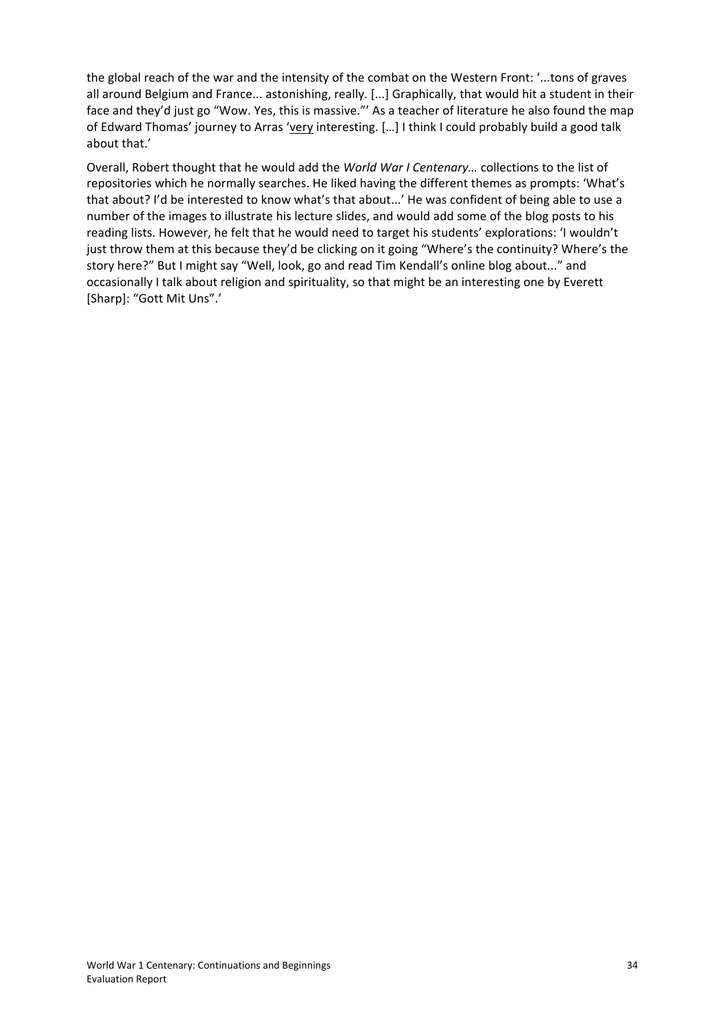the global reach of the war and the intensity of the combat on the Western Front: '...tons of graves all around Belgium and France... astonishing, really. [...] Graphically, that would hit a student in their face and they'd just go "Wow. Yes, this is massive."' As a teacher of literature he also found the map of Edward Thomas' journey to Arras '<u>very</u> interesting. […] I think I could probably build a good talk about that.'

Overall, Robert thought that he would add the *World War I Centenary…* collections to the list of repositories which he normally searches. He liked having the different themes as prompts: 'What's that about? I'd be interested to know what's that about...' He was confident of being able to use a number of the images to illustrate his lecture slides, and would add some of the blog posts to his reading lists. However, he felt that he would need to target his students' explorations: 'I wouldn't just throw them at this because they'd be clicking on it going "Where's the continuity? Where's the story here?" But I might say "Well, look, go and read Tim Kendall's online blog about..." and occasionally I talk about religion and spirituality, so that might be an interesting one by Everett [Sharp]: "Gott Mit Uns".'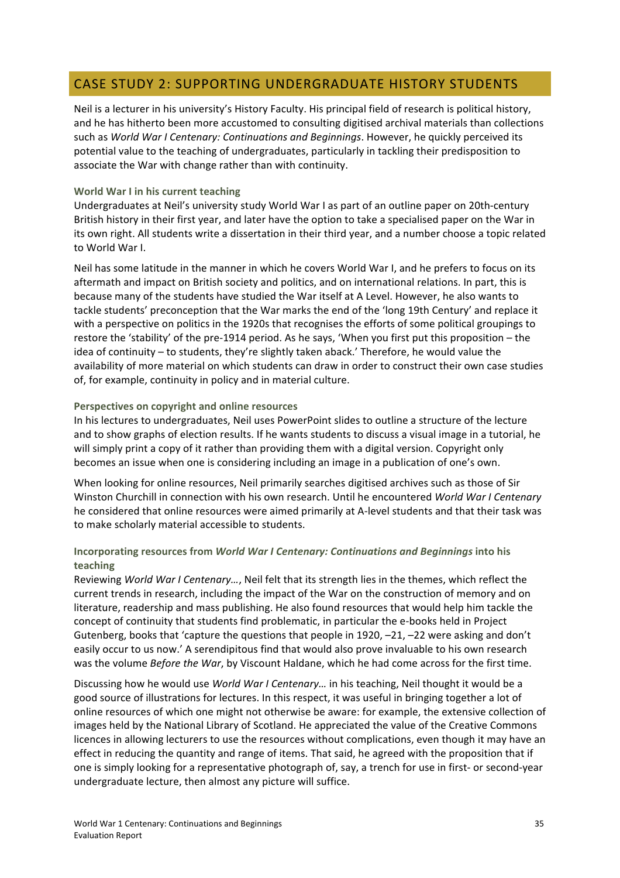## CASE STUDY 2: SUPPORTING UNDERGRADUATE HISTORY STUDENTS

Neil is a lecturer in his university's History Faculty. His principal field of research is political history, and he has hitherto been more accustomed to consulting digitised archival materials than collections such as *World War I Centenary: Continuations and Beginnings*. However, he quickly perceived its potential value to the teaching of undergraduates, particularly in tackling their predisposition to associate the War with change rather than with continuity.

### World War I in his current teaching

Undergraduates at Neil's university study World War I as part of an outline paper on 20th-century British history in their first year, and later have the option to take a specialised paper on the War in its own right. All students write a dissertation in their third year, and a number choose a topic related to World War I.

Neil has some latitude in the manner in which he covers World War I, and he prefers to focus on its aftermath and impact on British society and politics, and on international relations. In part, this is because many of the students have studied the War itself at A Level. However, he also wants to tackle students' preconception that the War marks the end of the 'long 19th Century' and replace it with a perspective on politics in the 1920s that recognises the efforts of some political groupings to restore the 'stability' of the pre-1914 period. As he says, 'When you first put this proposition – the idea of continuity – to students, they're slightly taken aback.' Therefore, he would value the availability of more material on which students can draw in order to construct their own case studies of, for example, continuity in policy and in material culture.

### Perspectives on copyright and online resources

In his lectures to undergraduates, Neil uses PowerPoint slides to outline a structure of the lecture and to show graphs of election results. If he wants students to discuss a visual image in a tutorial, he will simply print a copy of it rather than providing them with a digital version. Copyright only becomes an issue when one is considering including an image in a publication of one's own.

When looking for online resources, Neil primarily searches digitised archives such as those of Sir Winston Churchill in connection with his own research. Until he encountered *World War I Centenary* he considered that online resources were aimed primarily at A-level students and that their task was to make scholarly material accessible to students.

### Incorporating resources from *World War I Centenary: Continuations and Beginnings* into his teaching

Reviewing *World War I Centenary…*, Neil felt that its strength lies in the themes, which reflect the current trends in research, including the impact of the War on the construction of memory and on literature, readership and mass publishing. He also found resources that would help him tackle the concept of continuity that students find problematic, in particular the e-books held in Project Gutenberg, books that 'capture the questions that people in 1920, –21, –22 were asking and don't easily occur to us now.' A serendipitous find that would also prove invaluable to his own research was the volume *Before the War*, by Viscount Haldane, which he had come across for the first time.

Discussing how he would use *World War I Centenary…* in his teaching, Neil thought it would be a good source of illustrations for lectures. In this respect, it was useful in bringing together a lot of online resources of which one might not otherwise be aware: for example, the extensive collection of images held by the National Library of Scotland. He appreciated the value of the Creative Commons licences in allowing lecturers to use the resources without complications, even though it may have an effect in reducing the quantity and range of items. That said, he agreed with the proposition that if one is simply looking for a representative photograph of, say, a trench for use in first- or second-year undergraduate lecture, then almost any picture will suffice.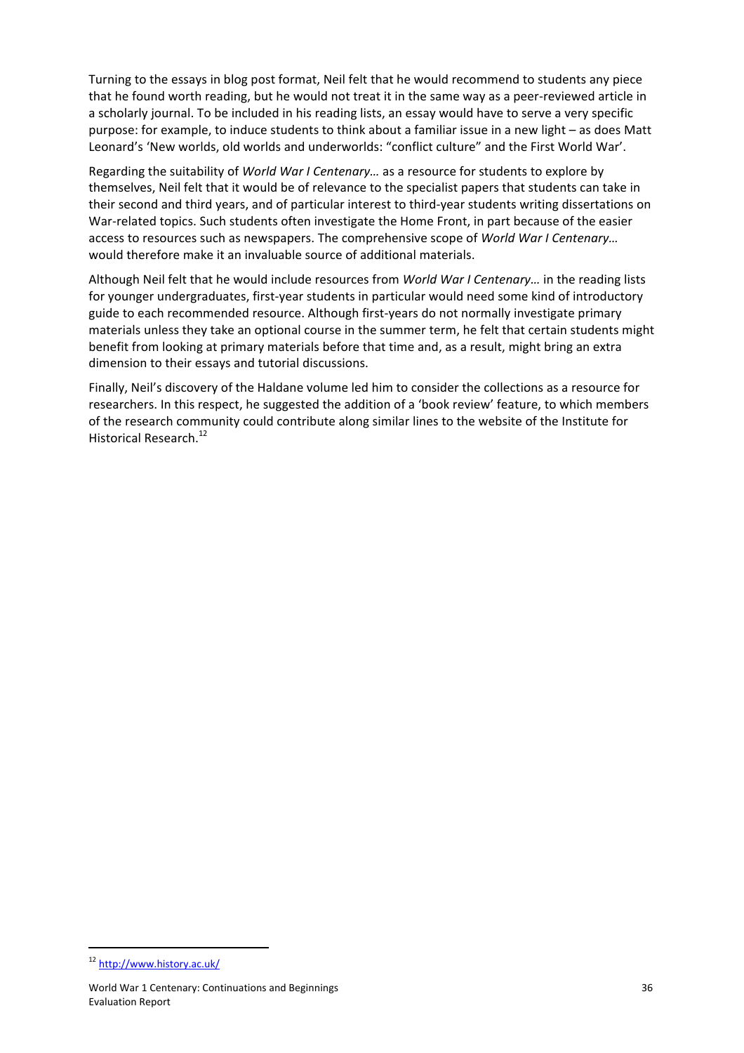Turning to the essays in blog post format, Neil felt that he would recommend to students any piece that he found worth reading, but he would not treat it in the same way as a peer-reviewed article in a scholarly journal. To be included in his reading lists, an essay would have to serve a very specific purpose: for example, to induce students to think about a familiar issue in a new light – as does Matt Leonard's 'New worlds, old worlds and underworlds: "conflict culture" and the First World War'.

Regarding the suitability of *World War I Centenary…* as a resource for students to explore by themselves, Neil felt that it would be of relevance to the specialist papers that students can take in their second and third years, and of particular interest to third-year students writing dissertations on War-related topics. Such students often investigate the Home Front, in part because of the easier access to resources such as newspapers. The comprehensive scope of *World War I Centenary…* would therefore make it an invaluable source of additional materials.

Although Neil felt that he would include resources from *World War I Centenary…* in the reading lists for younger undergraduates, first-year students in particular would need some kind of introductory guide to each recommended resource. Although first-years do not normally investigate primary materials unless they take an optional course in the summer term, he felt that certain students might benefit from looking at primary materials before that time and, as a result, might bring an extra dimension to their essays and tutorial discussions.

Finally, Neil's discovery of the Haldane volume led him to consider the collections as a resource for researchers. In this respect, he suggested the addition of a 'book review' feature, to which members of the research community could contribute along similar lines to the website of the Institute for Historical Research.[12]

---

[12] http://www.history.ac.uk/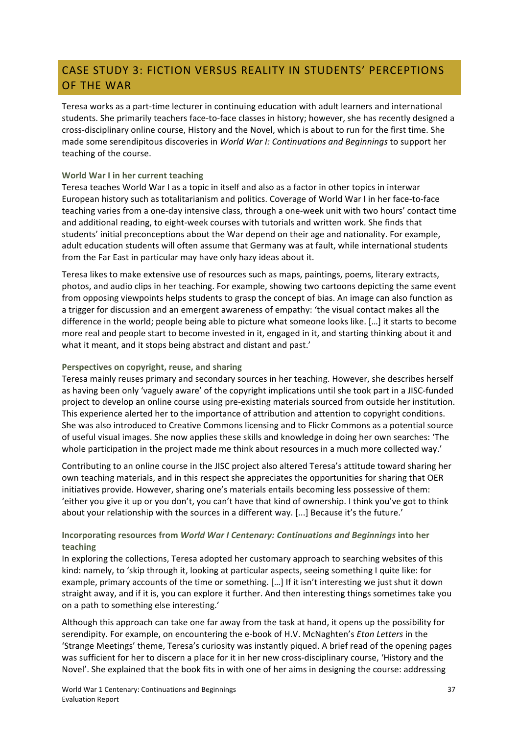## CASE STUDY 3: FICTION VERSUS REALITY IN STUDENTS' PERCEPTIONS OF THE WAR

Teresa works as a part-time lecturer in continuing education with adult learners and international students. She primarily teachers face-to-face classes in history; however, she has recently designed a cross-disciplinary online course, History and the Novel, which is about to run for the first time. She made some serendipitous discoveries in *World War I: Continuations and Beginnings* to support her teaching of the course.

### World War I in her current teaching

Teresa teaches World War I as a topic in itself and also as a factor in other topics in interwar European history such as totalitarianism and politics. Coverage of World War I in her face-to-face teaching varies from a one-day intensive class, through a one-week unit with two hours' contact time and additional reading, to eight-week courses with tutorials and written work. She finds that students' initial preconceptions about the War depend on their age and nationality. For example, adult education students will often assume that Germany was at fault, while international students from the Far East in particular may have only hazy ideas about it.

Teresa likes to make extensive use of resources such as maps, paintings, poems, literary extracts, photos, and audio clips in her teaching. For example, showing two cartoons depicting the same event from opposing viewpoints helps students to grasp the concept of bias. An image can also function as a trigger for discussion and an emergent awareness of empathy: 'the visual contact makes all the difference in the world; people being able to picture what someone looks like. […] it starts to become more real and people start to become invested in it, engaged in it, and starting thinking about it and what it meant, and it stops being abstract and distant and past.'

### Perspectives on copyright, reuse, and sharing

Teresa mainly reuses primary and secondary sources in her teaching. However, she describes herself as having been only 'vaguely aware' of the copyright implications until she took part in a JISC-funded project to develop an online course using pre-existing materials sourced from outside her institution. This experience alerted her to the importance of attribution and attention to copyright conditions. She was also introduced to Creative Commons licensing and to Flickr Commons as a potential source of useful visual images. She now applies these skills and knowledge in doing her own searches: 'The whole participation in the project made me think about resources in a much more collected way.'

Contributing to an online course in the JISC project also altered Teresa's attitude toward sharing her own teaching materials, and in this respect she appreciates the opportunities for sharing that OER initiatives provide. However, sharing one's materials entails becoming less possessive of them: 'either you give it up or you don't, you can't have that kind of ownership. I think you've got to think about your relationship with the sources in a different way. [...] Because it's the future.'

### Incorporating resources from *World War I Centenary: Continuations and Beginnings* into her teaching

In exploring the collections, Teresa adopted her customary approach to searching websites of this kind: namely, to 'skip through it, looking at particular aspects, seeing something I quite like: for example, primary accounts of the time or something. […] If it isn't interesting we just shut it down straight away, and if it is, you can explore it further. And then interesting things sometimes take you on a path to something else interesting.'

Although this approach can take one far away from the task at hand, it opens up the possibility for serendipity. For example, on encountering the e-book of H.V. McNaghten's *Eton Letters* in the 'Strange Meetings' theme, Teresa's curiosity was instantly piqued. A brief read of the opening pages was sufficient for her to discern a place for it in her new cross-disciplinary course, 'History and the Novel'. She explained that the book fits in with one of her aims in designing the course: addressing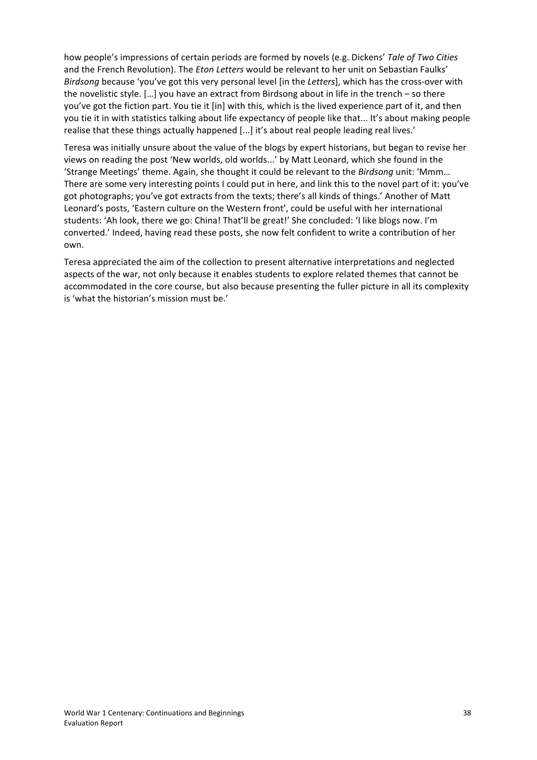how people's impressions of certain periods are formed by novels (e.g. Dickens' *Tale of Two Cities* and the French Revolution). The *Eton Letters* would be relevant to her unit on Sebastian Faulks' *Birdsong* because 'you've got this very personal level [in the *Letters*], which has the cross-over with the novelistic style. […] you have an extract from Birdsong about in life in the trench – so there you've got the fiction part. You tie it [in] with this, which is the lived experience part of it, and then you tie it in with statistics talking about life expectancy of people like that... It's about making people realise that these things actually happened [...] it's about real people leading real lives.'

Teresa was initially unsure about the value of the blogs by expert historians, but began to revise her views on reading the post 'New worlds, old worlds...' by Matt Leonard, which she found in the 'Strange Meetings' theme. Again, she thought it could be relevant to the *Birdsong* unit: 'Mmm… There are some very interesting points I could put in here, and link this to the novel part of it: you've got photographs; you've got extracts from the texts; there's all kinds of things.' Another of Matt Leonard's posts, 'Eastern culture on the Western front', could be useful with her international students: 'Ah look, there we go: China! That'll be great!' She concluded: 'I like blogs now. I'm converted.' Indeed, having read these posts, she now felt confident to write a contribution of her own.

Teresa appreciated the aim of the collection to present alternative interpretations and neglected aspects of the war, not only because it enables students to explore related themes that cannot be accommodated in the core course, but also because presenting the fuller picture in all its complexity is 'what the historian's mission must be.'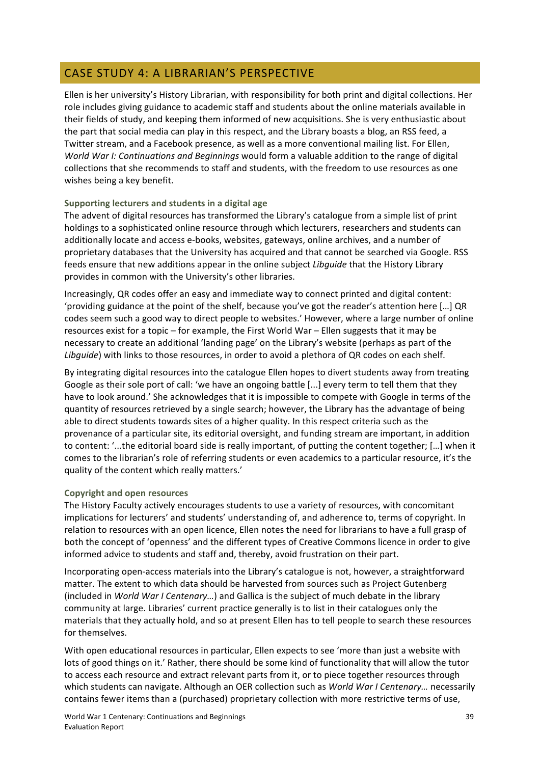## CASE STUDY 4: A LIBRARIAN'S PERSPECTIVE

Ellen is her university's History Librarian, with responsibility for both print and digital collections. Her role includes giving guidance to academic staff and students about the online materials available in their fields of study, and keeping them informed of new acquisitions. She is very enthusiastic about the part that social media can play in this respect, and the Library boasts a blog, an RSS feed, a Twitter stream, and a Facebook presence, as well as a more conventional mailing list. For Ellen, *World War I: Continuations and Beginnings* would form a valuable addition to the range of digital collections that she recommends to staff and students, with the freedom to use resources as one wishes being a key benefit.

### Supporting lecturers and students in a digital age

The advent of digital resources has transformed the Library's catalogue from a simple list of print holdings to a sophisticated online resource through which lecturers, researchers and students can additionally locate and access e-books, websites, gateways, online archives, and a number of proprietary databases that the University has acquired and that cannot be searched via Google. RSS feeds ensure that new additions appear in the online subject *Libguide* that the History Library provides in common with the University's other libraries.

Increasingly, QR codes offer an easy and immediate way to connect printed and digital content: 'providing guidance at the point of the shelf, because you've got the reader's attention here […] QR codes seem such a good way to direct people to websites.' However, where a large number of online resources exist for a topic – for example, the First World War – Ellen suggests that it may be necessary to create an additional 'landing page' on the Library's website (perhaps as part of the *Libguide*) with links to those resources, in order to avoid a plethora of QR codes on each shelf.

By integrating digital resources into the catalogue Ellen hopes to divert students away from treating Google as their sole port of call: 'we have an ongoing battle [...] every term to tell them that they have to look around.' She acknowledges that it is impossible to compete with Google in terms of the quantity of resources retrieved by a single search; however, the Library has the advantage of being able to direct students towards sites of a higher quality. In this respect criteria such as the provenance of a particular site, its editorial oversight, and funding stream are important, in addition to content: '...the editorial board side is really important, of putting the content together; […] when it comes to the librarian's role of referring students or even academics to a particular resource, it's the quality of the content which really matters.'

### Copyright and open resources

The History Faculty actively encourages students to use a variety of resources, with concomitant implications for lecturers' and students' understanding of, and adherence to, terms of copyright. In relation to resources with an open licence, Ellen notes the need for librarians to have a full grasp of both the concept of 'openness' and the different types of Creative Commons licence in order to give informed advice to students and staff and, thereby, avoid frustration on their part.

Incorporating open-access materials into the Library's catalogue is not, however, a straightforward matter. The extent to which data should be harvested from sources such as Project Gutenberg (included in *World War I Centenary…*) and Gallica is the subject of much debate in the library community at large. Libraries' current practice generally is to list in their catalogues only the materials that they actually hold, and so at present Ellen has to tell people to search these resources for themselves.

With open educational resources in particular, Ellen expects to see 'more than just a website with lots of good things on it.' Rather, there should be some kind of functionality that will allow the tutor to access each resource and extract relevant parts from it, or to piece together resources through which students can navigate. Although an OER collection such as *World War I Centenary…* necessarily contains fewer items than a (purchased) proprietary collection with more restrictive terms of use,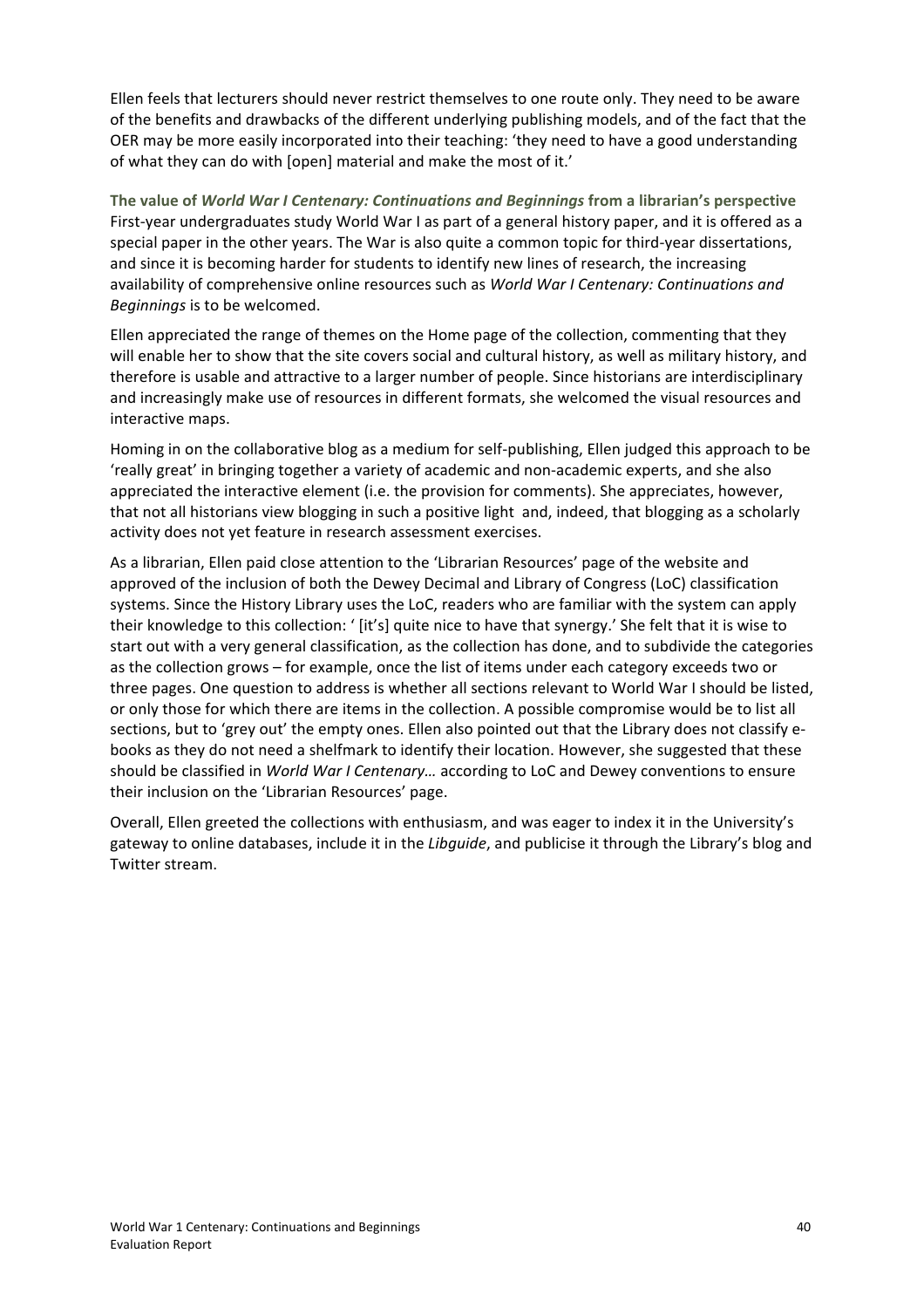Ellen feels that lecturers should never restrict themselves to one route only. They need to be aware of the benefits and drawbacks of the different underlying publishing models, and of the fact that the OER may be more easily incorporated into their teaching: 'they need to have a good understanding of what they can do with [open] material and make the most of it.'

**The value of *World War I Centenary: Continuations and Beginnings* from a librarian's perspective**

First-year undergraduates study World War I as part of a general history paper, and it is offered as a special paper in the other years. The War is also quite a common topic for third-year dissertations, and since it is becoming harder for students to identify new lines of research, the increasing availability of comprehensive online resources such as *World War I Centenary: Continuations and Beginnings* is to be welcomed.

Ellen appreciated the range of themes on the Home page of the collection, commenting that they will enable her to show that the site covers social and cultural history, as well as military history, and therefore is usable and attractive to a larger number of people. Since historians are interdisciplinary and increasingly make use of resources in different formats, she welcomed the visual resources and interactive maps.

Homing in on the collaborative blog as a medium for self-publishing, Ellen judged this approach to be 'really great' in bringing together a variety of academic and non-academic experts, and she also appreciated the interactive element (i.e. the provision for comments). She appreciates, however, that not all historians view blogging in such a positive light and, indeed, that blogging as a scholarly activity does not yet feature in research assessment exercises.

As a librarian, Ellen paid close attention to the 'Librarian Resources' page of the website and approved of the inclusion of both the Dewey Decimal and Library of Congress (LoC) classification systems. Since the History Library uses the LoC, readers who are familiar with the system can apply their knowledge to this collection: ' [it's] quite nice to have that synergy.' She felt that it is wise to start out with a very general classification, as the collection has done, and to subdivide the categories as the collection grows – for example, once the list of items under each category exceeds two or three pages. One question to address is whether all sections relevant to World War I should be listed, or only those for which there are items in the collection. A possible compromise would be to list all sections, but to 'grey out' the empty ones. Ellen also pointed out that the Library does not classify e-books as they do not need a shelfmark to identify their location. However, she suggested that these should be classified in *World War I Centenary…* according to LoC and Dewey conventions to ensure their inclusion on the 'Librarian Resources' page.

Overall, Ellen greeted the collections with enthusiasm, and was eager to index it in the University's gateway to online databases, include it in the *Libguide*, and publicise it through the Library's blog and Twitter stream.